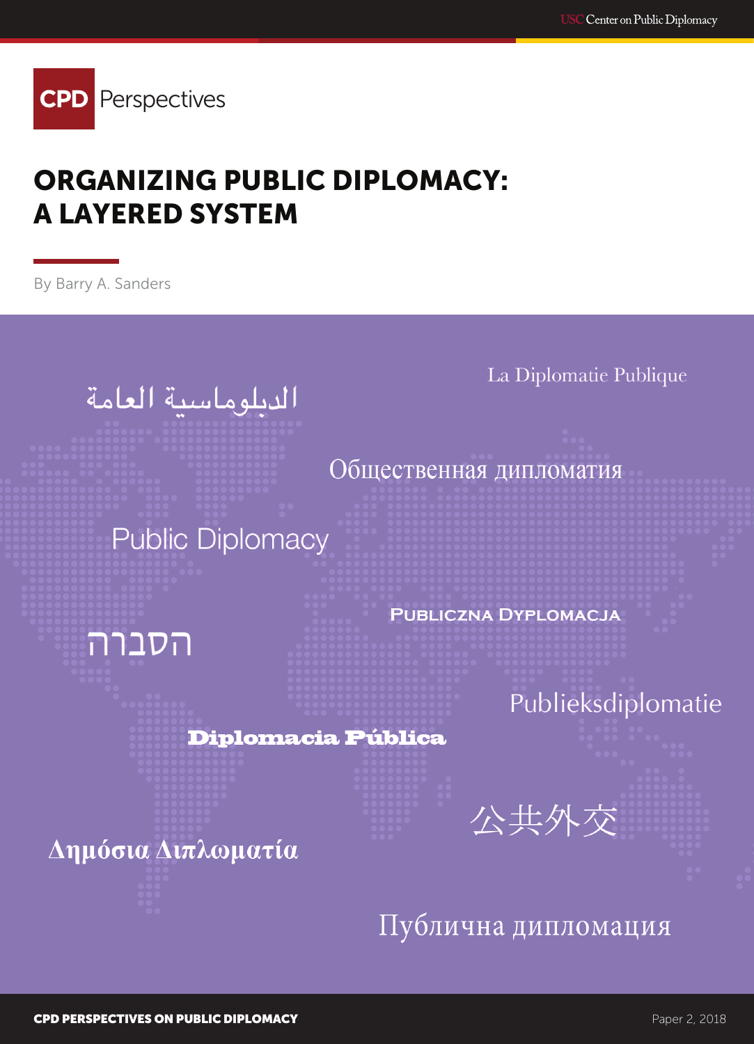USC Center on Public Diplomacy

CPD Perspectives

# ORGANIZING PUBLIC DIPLOMACY: A LAYERED SYSTEM

By Barry A. Sanders

الدبلوماسية العامة

La Diplomatie Publique

Общественная дипломатия

Public Diplomacy

Publiczna Dyplomacja

הסברה

Publieksdiplomatie

Diplomacia Pública

公共外交

Δημόσια Διπλωματία

Публична дипломация

CPD PERSPECTIVES ON PUBLIC DIPLOMACY

Paper 2, 2018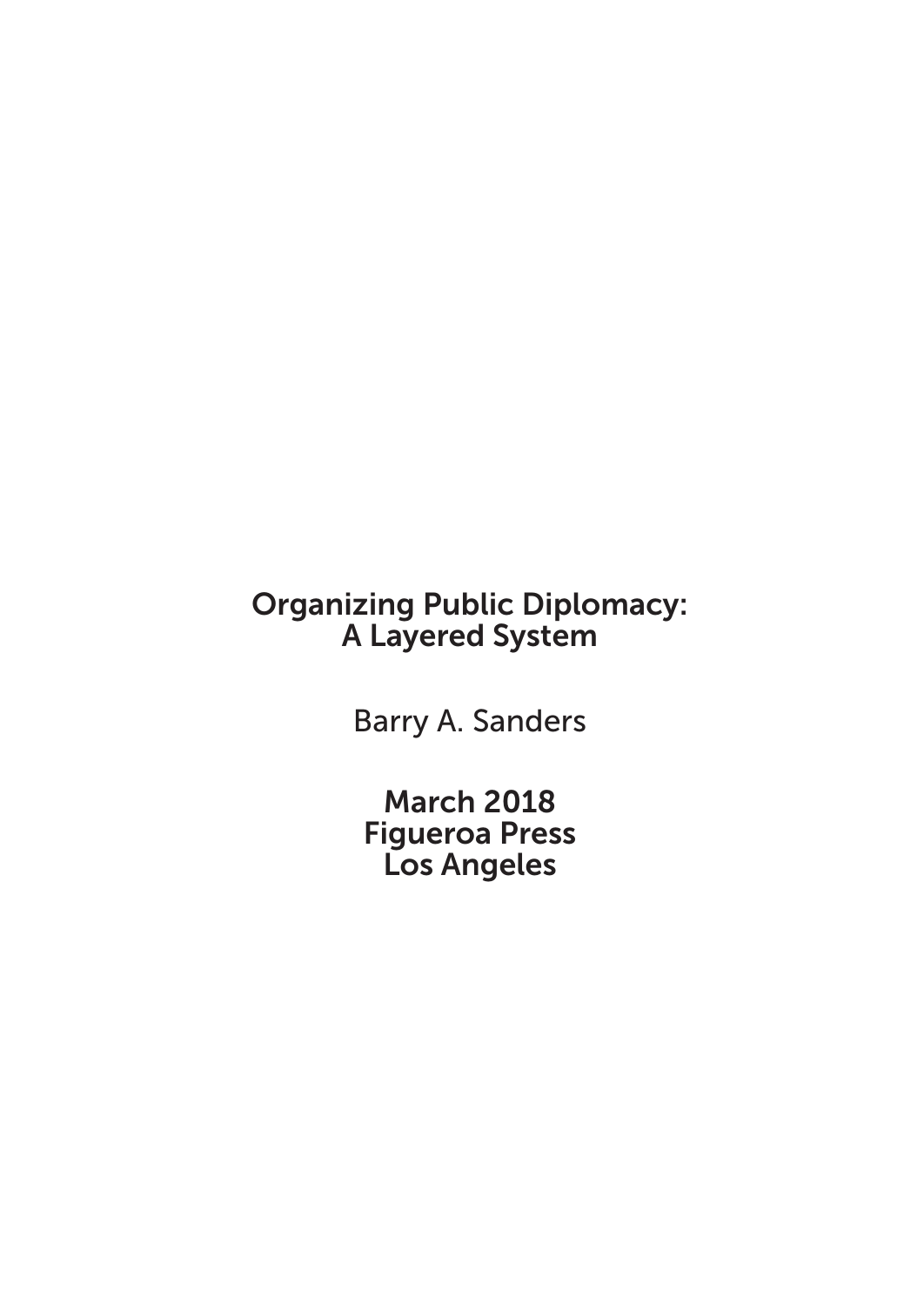# Organizing Public Diplomacy: A Layered System

Barry A. Sanders

**March 2018**
**Figueroa Press**
**Los Angeles**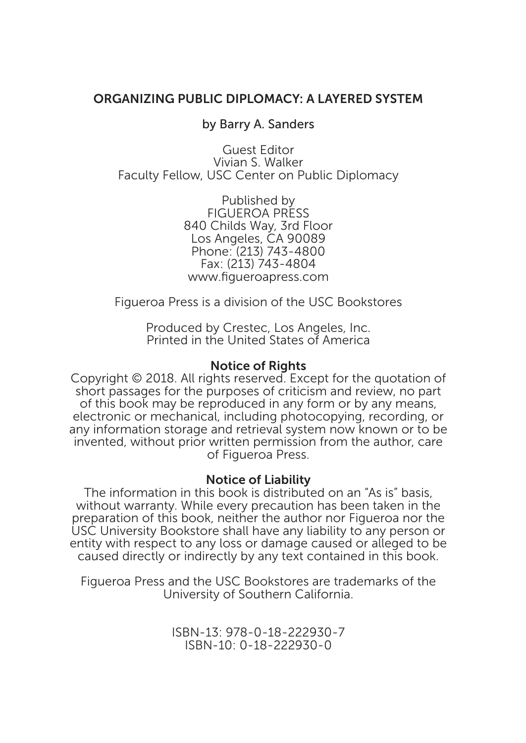# ORGANIZING PUBLIC DIPLOMACY: A LAYERED SYSTEM

by Barry A. Sanders

Guest Editor
Vivian S. Walker
Faculty Fellow, USC Center on Public Diplomacy

Published by
FIGUEROA PRESS
840 Childs Way, 3rd Floor
Los Angeles, CA 90089
Phone: (213) 743-4800
Fax: (213) 743-4804
www.figueroapress.com

Figueroa Press is a division of the USC Bookstores

Produced by Crestec, Los Angeles, Inc.
Printed in the United States of America

**Notice of Rights**

Copyright © 2018. All rights reserved. Except for the quotation of short passages for the purposes of criticism and review, no part of this book may be reproduced in any form or by any means, electronic or mechanical, including photocopying, recording, or any information storage and retrieval system now known or to be invented, without prior written permission from the author, care of Figueroa Press.

**Notice of Liability**

The information in this book is distributed on an "As is" basis, without warranty. While every precaution has been taken in the preparation of this book, neither the author nor Figueroa nor the USC University Bookstore shall have any liability to any person or entity with respect to any loss or damage caused or alleged to be caused directly or indirectly by any text contained in this book.

Figueroa Press and the USC Bookstores are trademarks of the University of Southern California.

ISBN-13: 978-0-18-222930-7
ISBN-10: 0-18-222930-0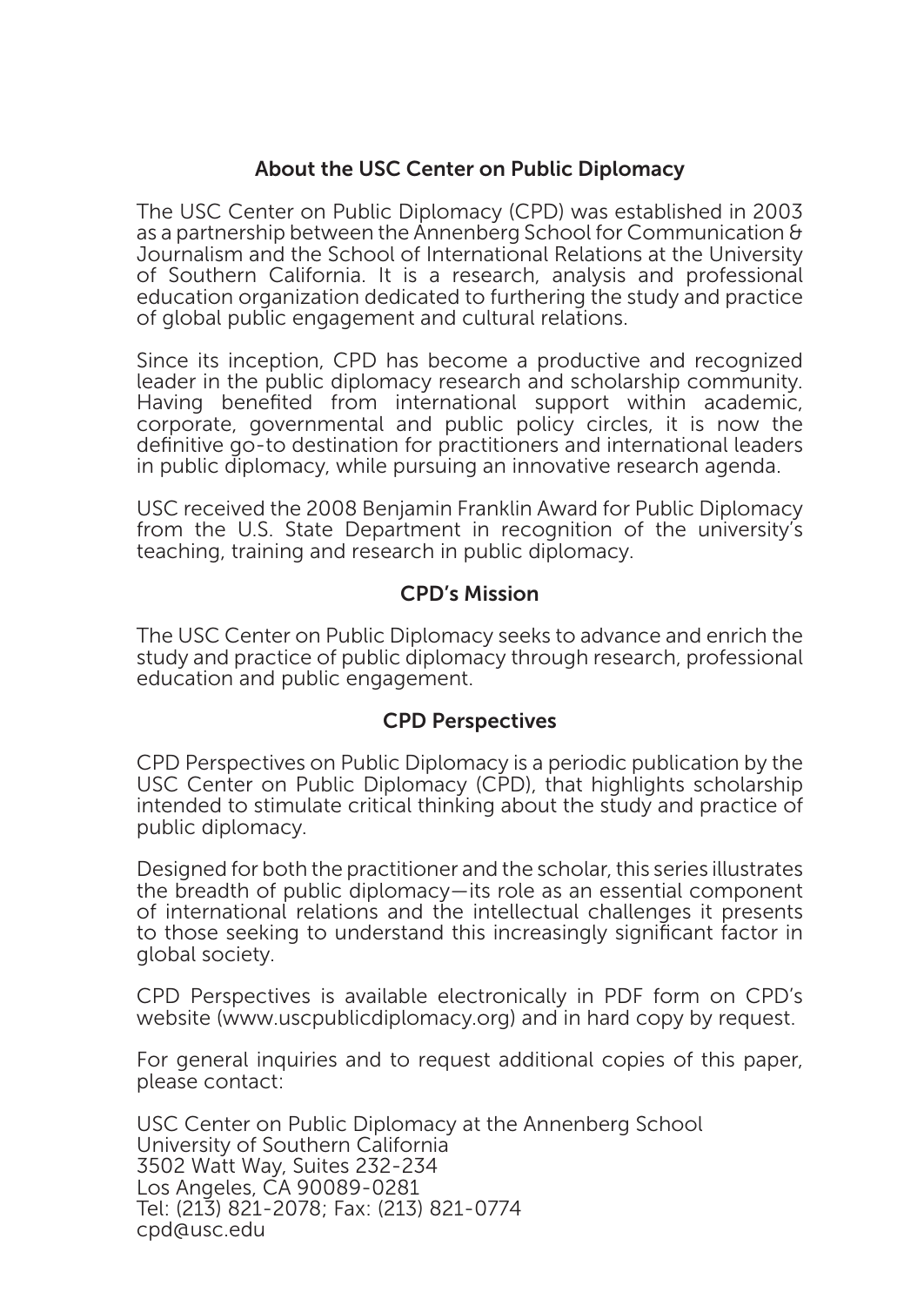## About the USC Center on Public Diplomacy

The USC Center on Public Diplomacy (CPD) was established in 2003 as a partnership between the Annenberg School for Communication & Journalism and the School of International Relations at the University of Southern California. It is a research, analysis and professional education organization dedicated to furthering the study and practice of global public engagement and cultural relations.

Since its inception, CPD has become a productive and recognized leader in the public diplomacy research and scholarship community. Having benefited from international support within academic, corporate, governmental and public policy circles, it is now the definitive go-to destination for practitioners and international leaders in public diplomacy, while pursuing an innovative research agenda.

USC received the 2008 Benjamin Franklin Award for Public Diplomacy from the U.S. State Department in recognition of the university's teaching, training and research in public diplomacy.

## CPD's Mission

The USC Center on Public Diplomacy seeks to advance and enrich the study and practice of public diplomacy through research, professional education and public engagement.

## CPD Perspectives

CPD Perspectives on Public Diplomacy is a periodic publication by the USC Center on Public Diplomacy (CPD), that highlights scholarship intended to stimulate critical thinking about the study and practice of public diplomacy.

Designed for both the practitioner and the scholar, this series illustrates the breadth of public diplomacy—its role as an essential component of international relations and the intellectual challenges it presents to those seeking to understand this increasingly significant factor in global society.

CPD Perspectives is available electronically in PDF form on CPD's website (www.uscpublicdiplomacy.org) and in hard copy by request.

For general inquiries and to request additional copies of this paper, please contact:

USC Center on Public Diplomacy at the Annenberg School
University of Southern California
3502 Watt Way, Suites 232-234
Los Angeles, CA 90089-0281
Tel: (213) 821-2078; Fax: (213) 821-0774
cpd@usc.edu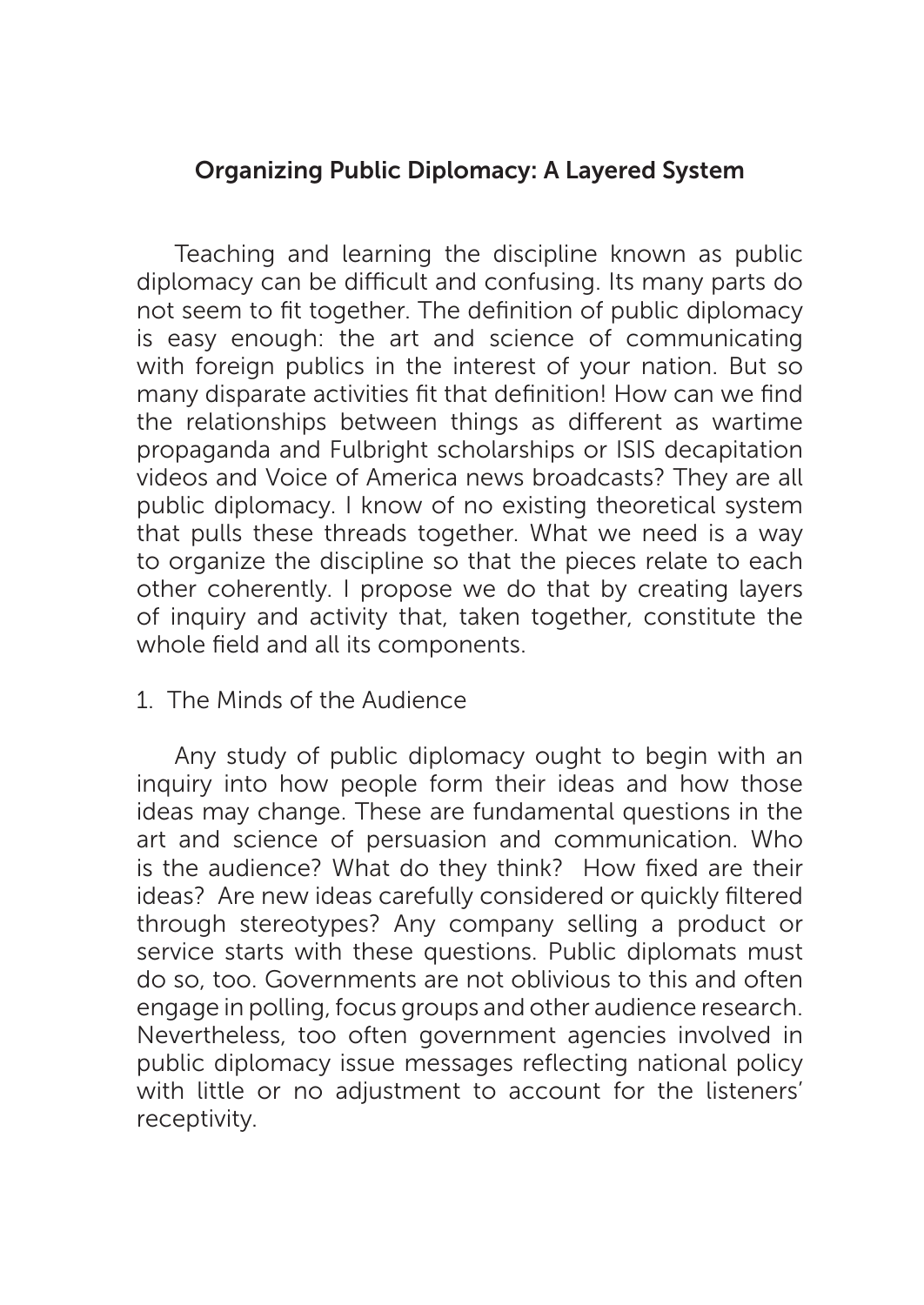# Organizing Public Diplomacy: A Layered System

Teaching and learning the discipline known as public diplomacy can be difficult and confusing. Its many parts do not seem to fit together. The definition of public diplomacy is easy enough: the art and science of communicating with foreign publics in the interest of your nation. But so many disparate activities fit that definition! How can we find the relationships between things as different as wartime propaganda and Fulbright scholarships or ISIS decapitation videos and Voice of America news broadcasts? They are all public diplomacy. I know of no existing theoretical system that pulls these threads together. What we need is a way to organize the discipline so that the pieces relate to each other coherently. I propose we do that by creating layers of inquiry and activity that, taken together, constitute the whole field and all its components.

## 1. The Minds of the Audience

Any study of public diplomacy ought to begin with an inquiry into how people form their ideas and how those ideas may change. These are fundamental questions in the art and science of persuasion and communication. Who is the audience? What do they think? How fixed are their ideas? Are new ideas carefully considered or quickly filtered through stereotypes? Any company selling a product or service starts with these questions. Public diplomats must do so, too. Governments are not oblivious to this and often engage in polling, focus groups and other audience research. Nevertheless, too often government agencies involved in public diplomacy issue messages reflecting national policy with little or no adjustment to account for the listeners' receptivity.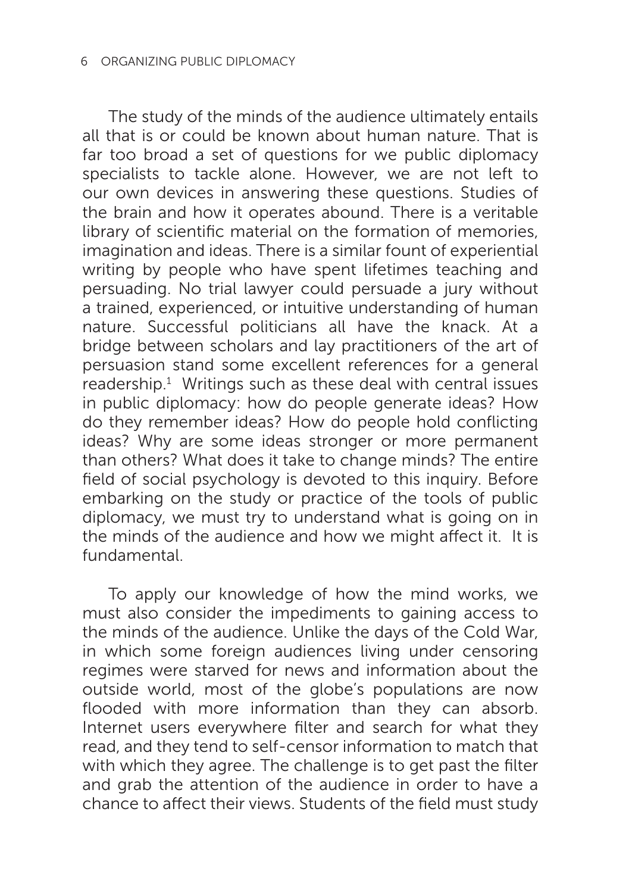The study of the minds of the audience ultimately entails all that is or could be known about human nature. That is far too broad a set of questions for we public diplomacy specialists to tackle alone. However, we are not left to our own devices in answering these questions. Studies of the brain and how it operates abound. There is a veritable library of scientific material on the formation of memories, imagination and ideas. There is a similar fount of experiential writing by people who have spent lifetimes teaching and persuading. No trial lawyer could persuade a jury without a trained, experienced, or intuitive understanding of human nature. Successful politicians all have the knack. At a bridge between scholars and lay practitioners of the art of persuasion stand some excellent references for a general readership.[1] Writings such as these deal with central issues in public diplomacy: how do people generate ideas? How do they remember ideas? How do people hold conflicting ideas? Why are some ideas stronger or more permanent than others? What does it take to change minds? The entire field of social psychology is devoted to this inquiry. Before embarking on the study or practice of the tools of public diplomacy, we must try to understand what is going on in the minds of the audience and how we might affect it. It is fundamental.

To apply our knowledge of how the mind works, we must also consider the impediments to gaining access to the minds of the audience. Unlike the days of the Cold War, in which some foreign audiences living under censoring regimes were starved for news and information about the outside world, most of the globe's populations are now flooded with more information than they can absorb. Internet users everywhere filter and search for what they read, and they tend to self-censor information to match that with which they agree. The challenge is to get past the filter and grab the attention of the audience in order to have a chance to affect their views. Students of the field must study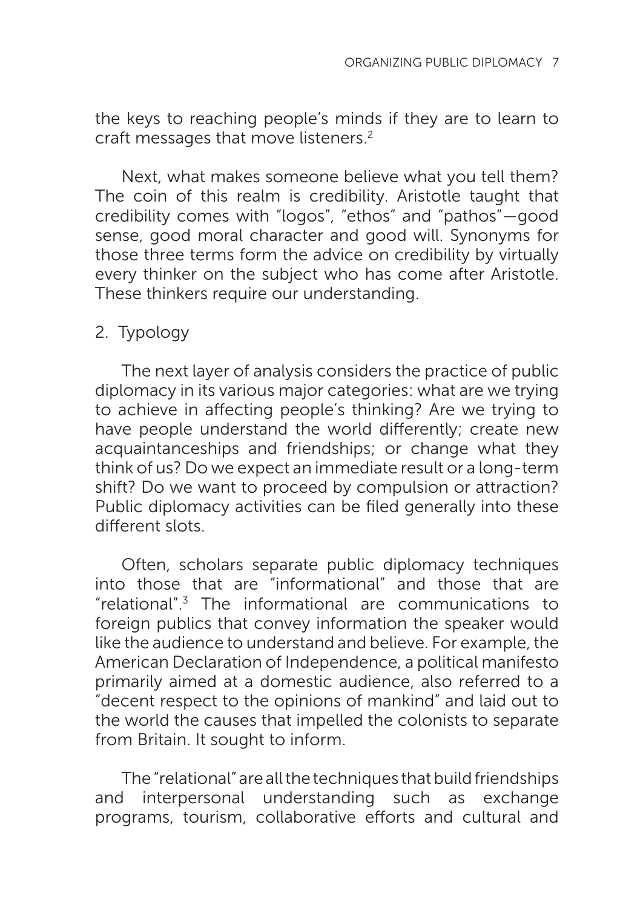the keys to reaching people's minds if they are to learn to craft messages that move listeners.[2]

Next, what makes someone believe what you tell them? The coin of this realm is credibility. Aristotle taught that credibility comes with "logos", "ethos" and "pathos"—good sense, good moral character and good will. Synonyms for those three terms form the advice on credibility by virtually every thinker on the subject who has come after Aristotle. These thinkers require our understanding.

## 2. Typology

The next layer of analysis considers the practice of public diplomacy in its various major categories: what are we trying to achieve in affecting people's thinking? Are we trying to have people understand the world differently; create new acquaintanceships and friendships; or change what they think of us? Do we expect an immediate result or a long-term shift? Do we want to proceed by compulsion or attraction? Public diplomacy activities can be filed generally into these different slots.

Often, scholars separate public diplomacy techniques into those that are "informational" and those that are "relational".[3] The informational are communications to foreign publics that convey information the speaker would like the audience to understand and believe. For example, the American Declaration of Independence, a political manifesto primarily aimed at a domestic audience, also referred to a "decent respect to the opinions of mankind" and laid out to the world the causes that impelled the colonists to separate from Britain. It sought to inform.

The "relational" are all the techniques that build friendships and interpersonal understanding such as exchange programs, tourism, collaborative efforts and cultural and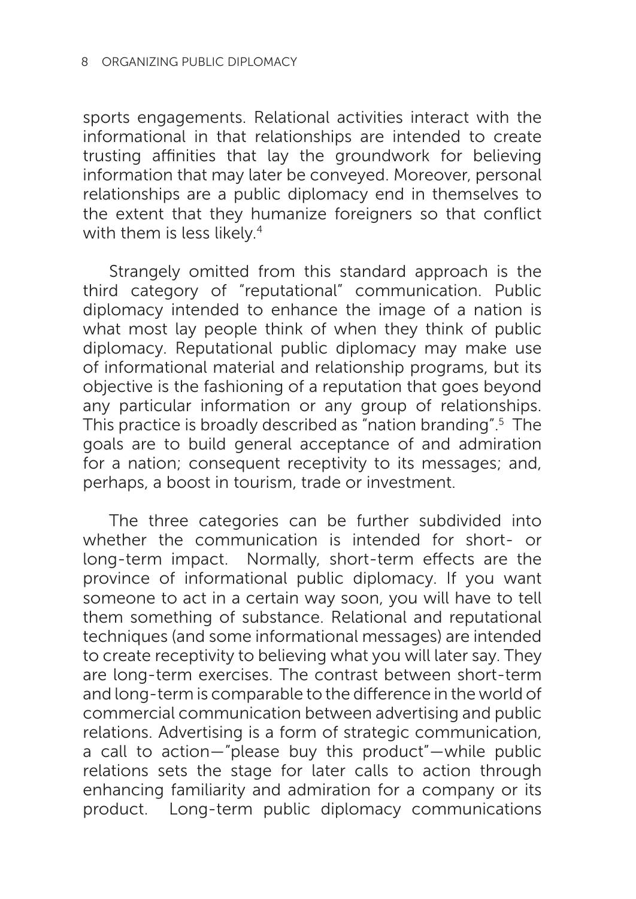sports engagements. Relational activities interact with the informational in that relationships are intended to create trusting affinities that lay the groundwork for believing information that may later be conveyed. Moreover, personal relationships are a public diplomacy end in themselves to the extent that they humanize foreigners so that conflict with them is less likely.[4]

Strangely omitted from this standard approach is the third category of "reputational" communication. Public diplomacy intended to enhance the image of a nation is what most lay people think of when they think of public diplomacy. Reputational public diplomacy may make use of informational material and relationship programs, but its objective is the fashioning of a reputation that goes beyond any particular information or any group of relationships. This practice is broadly described as "nation branding".[5] The goals are to build general acceptance of and admiration for a nation; consequent receptivity to its messages; and, perhaps, a boost in tourism, trade or investment.

The three categories can be further subdivided into whether the communication is intended for short- or long-term impact. Normally, short-term effects are the province of informational public diplomacy. If you want someone to act in a certain way soon, you will have to tell them something of substance. Relational and reputational techniques (and some informational messages) are intended to create receptivity to believing what you will later say. They are long-term exercises. The contrast between short-term and long-term is comparable to the difference in the world of commercial communication between advertising and public relations. Advertising is a form of strategic communication, a call to action—"please buy this product"—while public relations sets the stage for later calls to action through enhancing familiarity and admiration for a company or its product. Long-term public diplomacy communications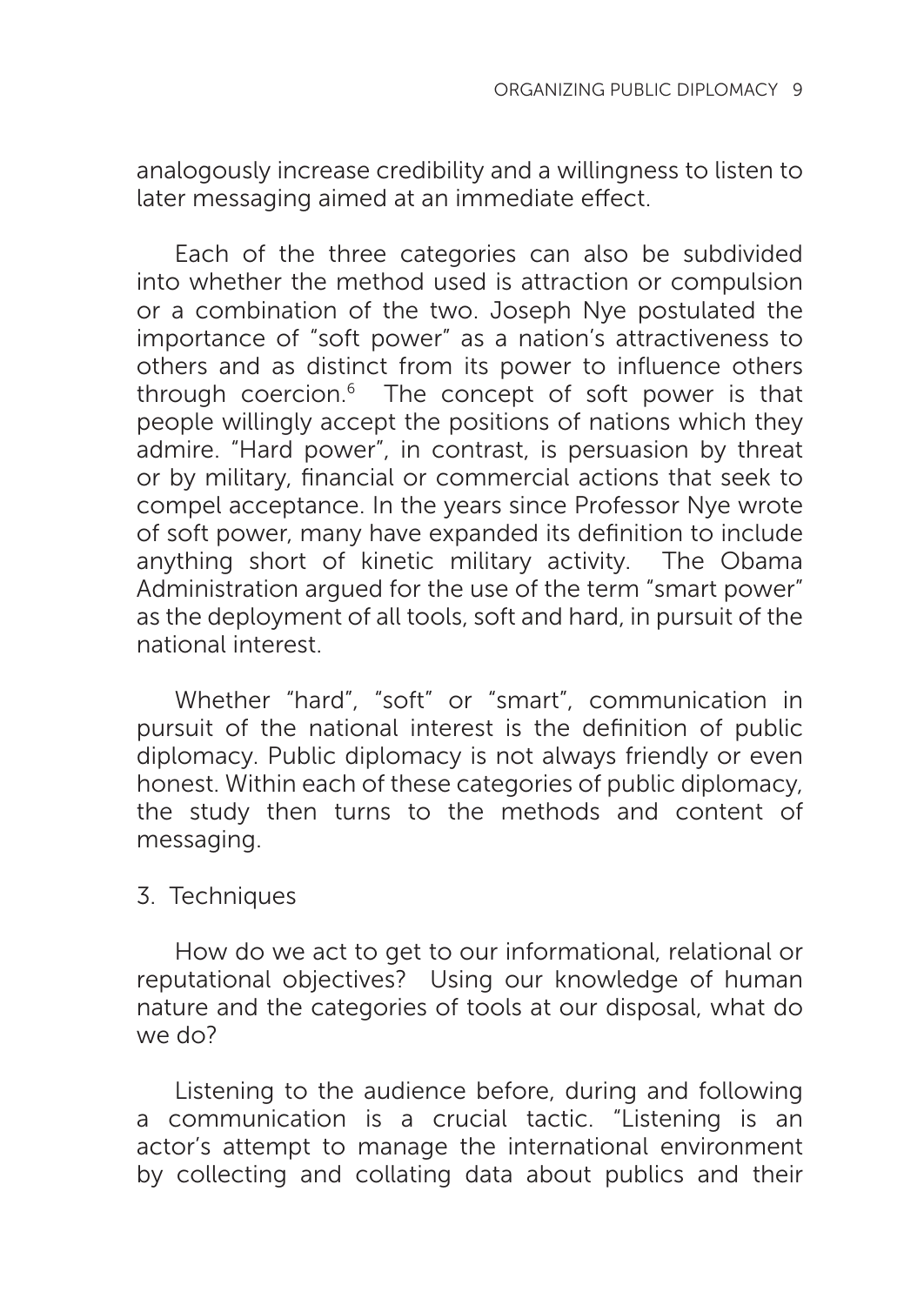analogously increase credibility and a willingness to listen to later messaging aimed at an immediate effect.

Each of the three categories can also be subdivided into whether the method used is attraction or compulsion or a combination of the two. Joseph Nye postulated the importance of "soft power" as a nation's attractiveness to others and as distinct from its power to influence others through coercion.[6] The concept of soft power is that people willingly accept the positions of nations which they admire. "Hard power", in contrast, is persuasion by threat or by military, financial or commercial actions that seek to compel acceptance. In the years since Professor Nye wrote of soft power, many have expanded its definition to include anything short of kinetic military activity. The Obama Administration argued for the use of the term "smart power" as the deployment of all tools, soft and hard, in pursuit of the national interest.

Whether "hard", "soft" or "smart", communication in pursuit of the national interest is the definition of public diplomacy. Public diplomacy is not always friendly or even honest. Within each of these categories of public diplomacy, the study then turns to the methods and content of messaging.

3. Techniques

How do we act to get to our informational, relational or reputational objectives? Using our knowledge of human nature and the categories of tools at our disposal, what do we do?

Listening to the audience before, during and following a communication is a crucial tactic. "Listening is an actor's attempt to manage the international environment by collecting and collating data about publics and their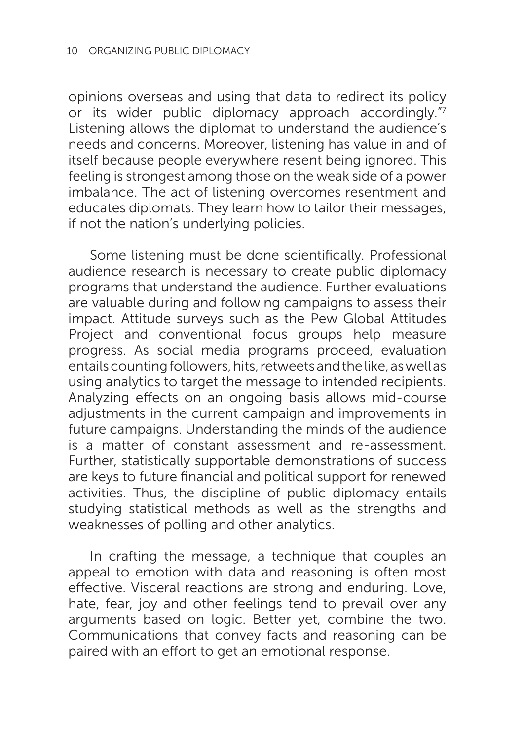opinions overseas and using that data to redirect its policy or its wider public diplomacy approach accordingly."[7] Listening allows the diplomat to understand the audience's needs and concerns. Moreover, listening has value in and of itself because people everywhere resent being ignored. This feeling is strongest among those on the weak side of a power imbalance. The act of listening overcomes resentment and educates diplomats. They learn how to tailor their messages, if not the nation's underlying policies.

Some listening must be done scientifically. Professional audience research is necessary to create public diplomacy programs that understand the audience. Further evaluations are valuable during and following campaigns to assess their impact. Attitude surveys such as the Pew Global Attitudes Project and conventional focus groups help measure progress. As social media programs proceed, evaluation entails counting followers, hits, retweets and the like, as well as using analytics to target the message to intended recipients. Analyzing effects on an ongoing basis allows mid-course adjustments in the current campaign and improvements in future campaigns. Understanding the minds of the audience is a matter of constant assessment and re-assessment. Further, statistically supportable demonstrations of success are keys to future financial and political support for renewed activities. Thus, the discipline of public diplomacy entails studying statistical methods as well as the strengths and weaknesses of polling and other analytics.

In crafting the message, a technique that couples an appeal to emotion with data and reasoning is often most effective. Visceral reactions are strong and enduring. Love, hate, fear, joy and other feelings tend to prevail over any arguments based on logic. Better yet, combine the two. Communications that convey facts and reasoning can be paired with an effort to get an emotional response.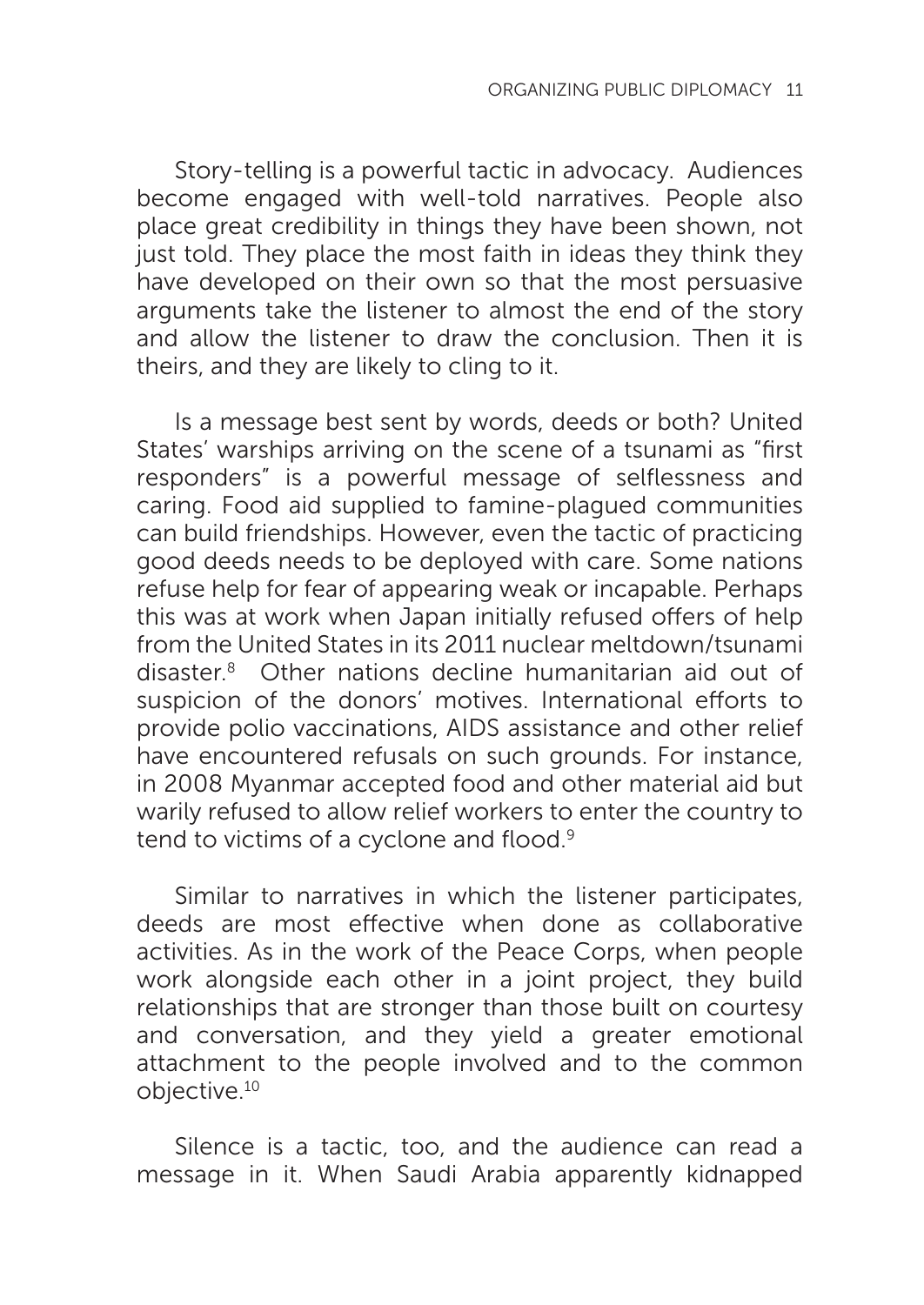Story-telling is a powerful tactic in advocacy. Audiences become engaged with well-told narratives. People also place great credibility in things they have been shown, not just told. They place the most faith in ideas they think they have developed on their own so that the most persuasive arguments take the listener to almost the end of the story and allow the listener to draw the conclusion. Then it is theirs, and they are likely to cling to it.

Is a message best sent by words, deeds or both? United States' warships arriving on the scene of a tsunami as "first responders" is a powerful message of selflessness and caring. Food aid supplied to famine-plagued communities can build friendships. However, even the tactic of practicing good deeds needs to be deployed with care. Some nations refuse help for fear of appearing weak or incapable. Perhaps this was at work when Japan initially refused offers of help from the United States in its 2011 nuclear meltdown/tsunami disaster.[8] Other nations decline humanitarian aid out of suspicion of the donors' motives. International efforts to provide polio vaccinations, AIDS assistance and other relief have encountered refusals on such grounds. For instance, in 2008 Myanmar accepted food and other material aid but warily refused to allow relief workers to enter the country to tend to victims of a cyclone and flood.[9]

Similar to narratives in which the listener participates, deeds are most effective when done as collaborative activities. As in the work of the Peace Corps, when people work alongside each other in a joint project, they build relationships that are stronger than those built on courtesy and conversation, and they yield a greater emotional attachment to the people involved and to the common objective.[10]

Silence is a tactic, too, and the audience can read a message in it. When Saudi Arabia apparently kidnapped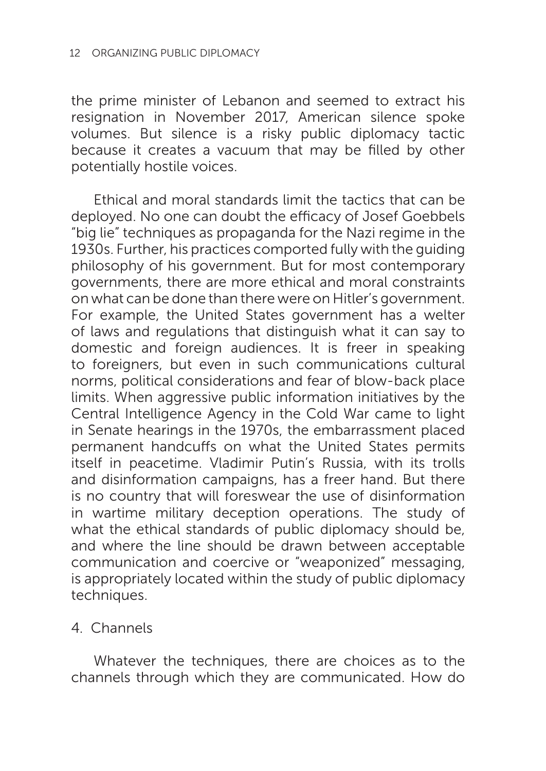the prime minister of Lebanon and seemed to extract his resignation in November 2017, American silence spoke volumes. But silence is a risky public diplomacy tactic because it creates a vacuum that may be filled by other potentially hostile voices.

Ethical and moral standards limit the tactics that can be deployed. No one can doubt the efficacy of Josef Goebbels "big lie" techniques as propaganda for the Nazi regime in the 1930s. Further, his practices comported fully with the guiding philosophy of his government. But for most contemporary governments, there are more ethical and moral constraints on what can be done than there were on Hitler's government. For example, the United States government has a welter of laws and regulations that distinguish what it can say to domestic and foreign audiences. It is freer in speaking to foreigners, but even in such communications cultural norms, political considerations and fear of blow-back place limits. When aggressive public information initiatives by the Central Intelligence Agency in the Cold War came to light in Senate hearings in the 1970s, the embarrassment placed permanent handcuffs on what the United States permits itself in peacetime. Vladimir Putin's Russia, with its trolls and disinformation campaigns, has a freer hand. But there is no country that will foreswear the use of disinformation in wartime military deception operations. The study of what the ethical standards of public diplomacy should be, and where the line should be drawn between acceptable communication and coercive or "weaponized" messaging, is appropriately located within the study of public diplomacy techniques.

4. Channels

Whatever the techniques, there are choices as to the channels through which they are communicated. How do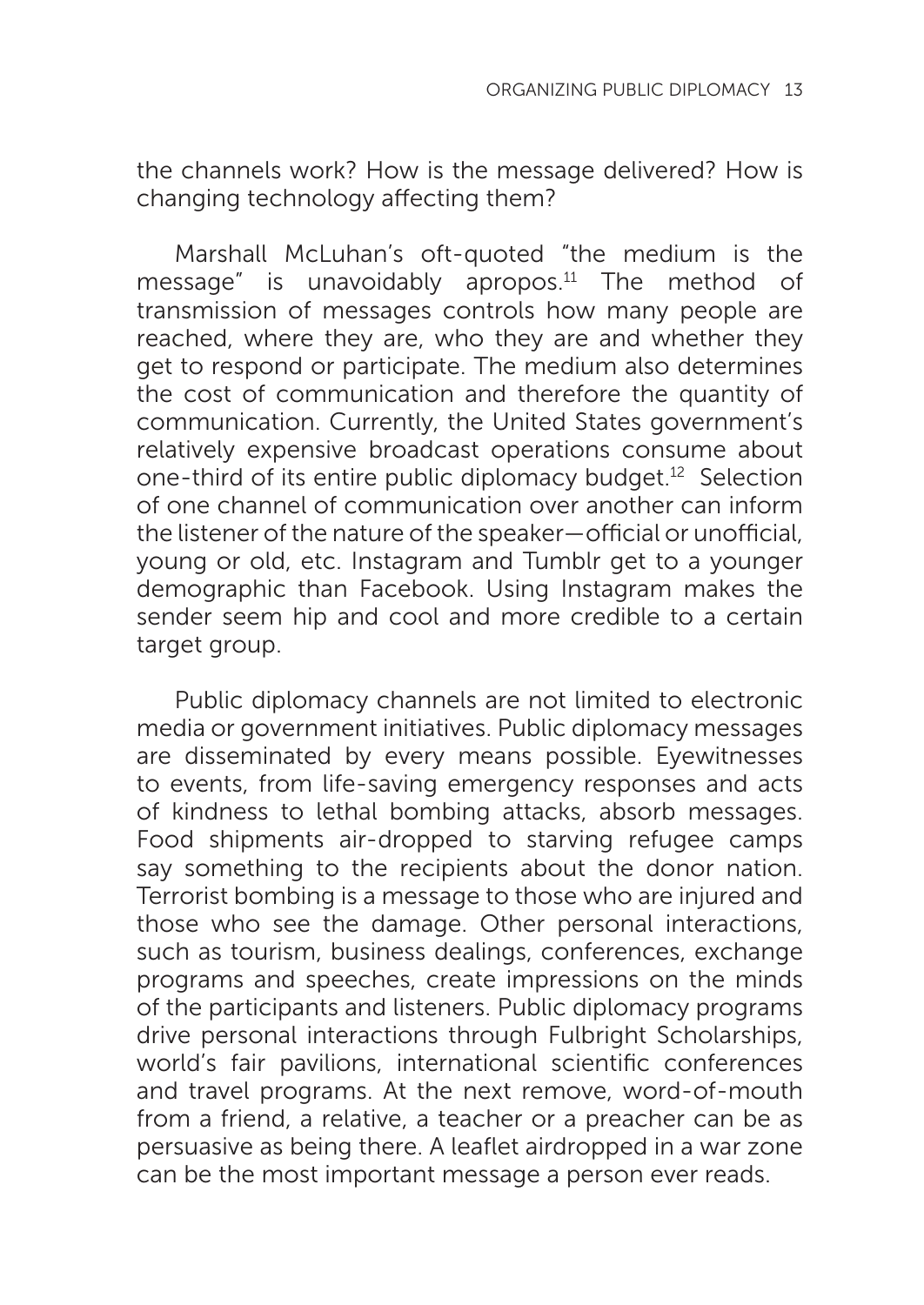the channels work? How is the message delivered? How is changing technology affecting them?

Marshall McLuhan's oft-quoted "the medium is the message" is unavoidably apropos.[11] The method of transmission of messages controls how many people are reached, where they are, who they are and whether they get to respond or participate. The medium also determines the cost of communication and therefore the quantity of communication. Currently, the United States government's relatively expensive broadcast operations consume about one-third of its entire public diplomacy budget.[12] Selection of one channel of communication over another can inform the listener of the nature of the speaker—official or unofficial, young or old, etc. Instagram and Tumblr get to a younger demographic than Facebook. Using Instagram makes the sender seem hip and cool and more credible to a certain target group.

Public diplomacy channels are not limited to electronic media or government initiatives. Public diplomacy messages are disseminated by every means possible. Eyewitnesses to events, from life-saving emergency responses and acts of kindness to lethal bombing attacks, absorb messages. Food shipments air-dropped to starving refugee camps say something to the recipients about the donor nation. Terrorist bombing is a message to those who are injured and those who see the damage. Other personal interactions, such as tourism, business dealings, conferences, exchange programs and speeches, create impressions on the minds of the participants and listeners. Public diplomacy programs drive personal interactions through Fulbright Scholarships, world's fair pavilions, international scientific conferences and travel programs. At the next remove, word-of-mouth from a friend, a relative, a teacher or a preacher can be as persuasive as being there. A leaflet airdropped in a war zone can be the most important message a person ever reads.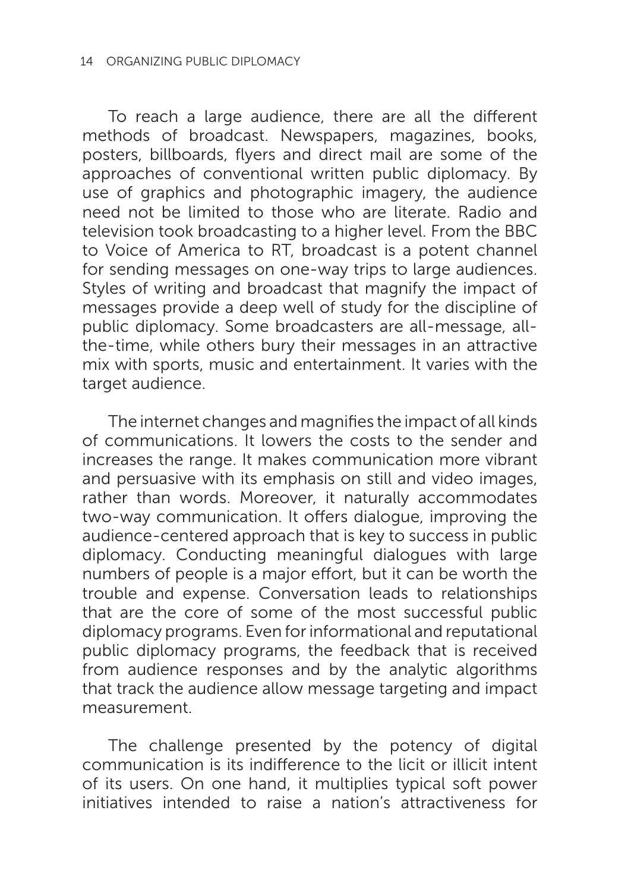To reach a large audience, there are all the different methods of broadcast. Newspapers, magazines, books, posters, billboards, flyers and direct mail are some of the approaches of conventional written public diplomacy. By use of graphics and photographic imagery, the audience need not be limited to those who are literate. Radio and television took broadcasting to a higher level. From the BBC to Voice of America to RT, broadcast is a potent channel for sending messages on one-way trips to large audiences. Styles of writing and broadcast that magnify the impact of messages provide a deep well of study for the discipline of public diplomacy. Some broadcasters are all-message, all-the-time, while others bury their messages in an attractive mix with sports, music and entertainment. It varies with the target audience.

The internet changes and magnifies the impact of all kinds of communications. It lowers the costs to the sender and increases the range. It makes communication more vibrant and persuasive with its emphasis on still and video images, rather than words. Moreover, it naturally accommodates two-way communication. It offers dialogue, improving the audience-centered approach that is key to success in public diplomacy. Conducting meaningful dialogues with large numbers of people is a major effort, but it can be worth the trouble and expense. Conversation leads to relationships that are the core of some of the most successful public diplomacy programs. Even for informational and reputational public diplomacy programs, the feedback that is received from audience responses and by the analytic algorithms that track the audience allow message targeting and impact measurement.

The challenge presented by the potency of digital communication is its indifference to the licit or illicit intent of its users. On one hand, it multiplies typical soft power initiatives intended to raise a nation's attractiveness for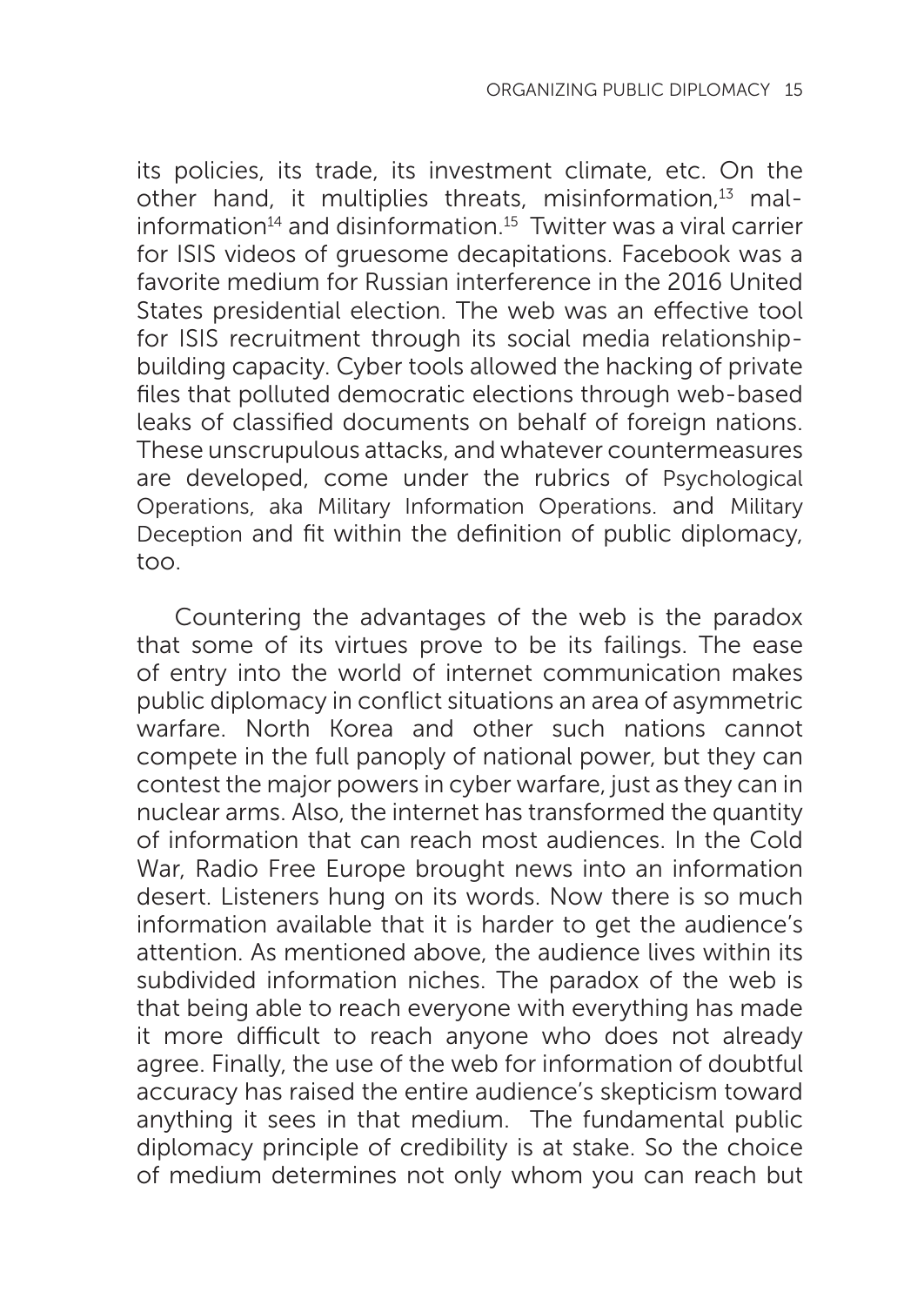its policies, its trade, its investment climate, etc. On the other hand, it multiplies threats, misinformation,[13] mal-information[14] and disinformation.[15] Twitter was a viral carrier for ISIS videos of gruesome decapitations. Facebook was a favorite medium for Russian interference in the 2016 United States presidential election. The web was an effective tool for ISIS recruitment through its social media relationship-building capacity. Cyber tools allowed the hacking of private files that polluted democratic elections through web-based leaks of classified documents on behalf of foreign nations. These unscrupulous attacks, and whatever countermeasures are developed, come under the rubrics of Psychological Operations, aka Military Information Operations. and Military Deception and fit within the definition of public diplomacy, too.

Countering the advantages of the web is the paradox that some of its virtues prove to be its failings. The ease of entry into the world of internet communication makes public diplomacy in conflict situations an area of asymmetric warfare. North Korea and other such nations cannot compete in the full panoply of national power, but they can contest the major powers in cyber warfare, just as they can in nuclear arms. Also, the internet has transformed the quantity of information that can reach most audiences. In the Cold War, Radio Free Europe brought news into an information desert. Listeners hung on its words. Now there is so much information available that it is harder to get the audience's attention. As mentioned above, the audience lives within its subdivided information niches. The paradox of the web is that being able to reach everyone with everything has made it more difficult to reach anyone who does not already agree. Finally, the use of the web for information of doubtful accuracy has raised the entire audience's skepticism toward anything it sees in that medium. The fundamental public diplomacy principle of credibility is at stake. So the choice of medium determines not only whom you can reach but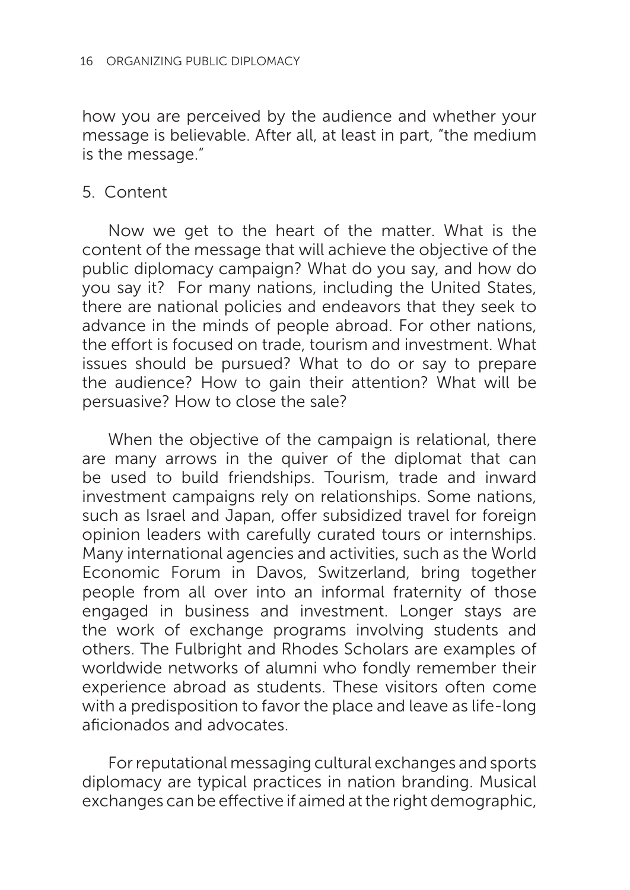how you are perceived by the audience and whether your message is believable. After all, at least in part, "the medium is the message."

5. Content

Now we get to the heart of the matter. What is the content of the message that will achieve the objective of the public diplomacy campaign? What do you say, and how do you say it? For many nations, including the United States, there are national policies and endeavors that they seek to advance in the minds of people abroad. For other nations, the effort is focused on trade, tourism and investment. What issues should be pursued? What to do or say to prepare the audience? How to gain their attention? What will be persuasive? How to close the sale?

When the objective of the campaign is relational, there are many arrows in the quiver of the diplomat that can be used to build friendships. Tourism, trade and inward investment campaigns rely on relationships. Some nations, such as Israel and Japan, offer subsidized travel for foreign opinion leaders with carefully curated tours or internships. Many international agencies and activities, such as the World Economic Forum in Davos, Switzerland, bring together people from all over into an informal fraternity of those engaged in business and investment. Longer stays are the work of exchange programs involving students and others. The Fulbright and Rhodes Scholars are examples of worldwide networks of alumni who fondly remember their experience abroad as students. These visitors often come with a predisposition to favor the place and leave as life-long aficionados and advocates.

For reputational messaging cultural exchanges and sports diplomacy are typical practices in nation branding. Musical exchanges can be effective if aimed at the right demographic,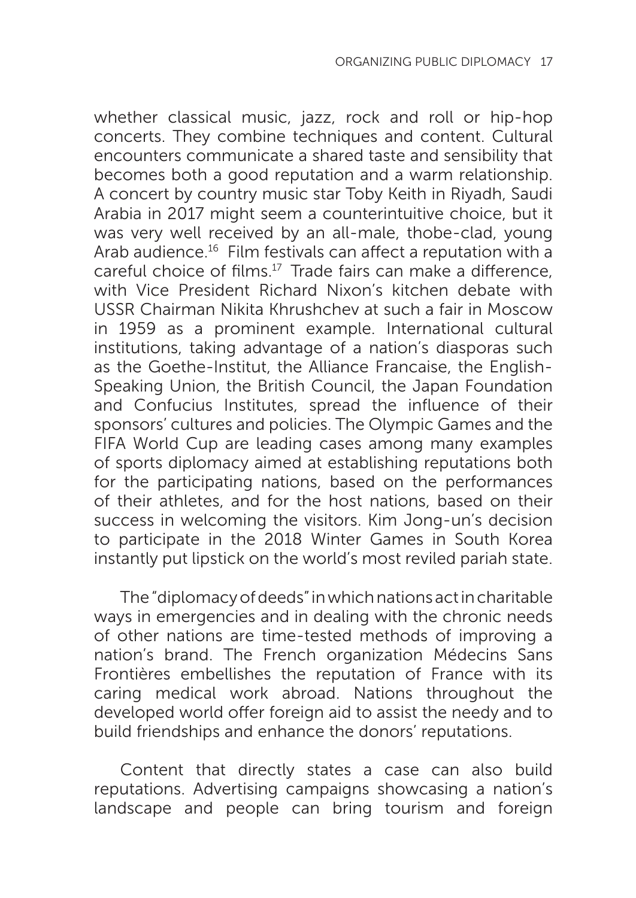whether classical music, jazz, rock and roll or hip-hop concerts. They combine techniques and content. Cultural encounters communicate a shared taste and sensibility that becomes both a good reputation and a warm relationship. A concert by country music star Toby Keith in Riyadh, Saudi Arabia in 2017 might seem a counterintuitive choice, but it was very well received by an all-male, thobe-clad, young Arab audience.[16] Film festivals can affect a reputation with a careful choice of films.[17] Trade fairs can make a difference, with Vice President Richard Nixon's kitchen debate with USSR Chairman Nikita Khrushchev at such a fair in Moscow in 1959 as a prominent example. International cultural institutions, taking advantage of a nation's diasporas such as the Goethe-Institut, the Alliance Francaise, the English-Speaking Union, the British Council, the Japan Foundation and Confucius Institutes, spread the influence of their sponsors' cultures and policies. The Olympic Games and the FIFA World Cup are leading cases among many examples of sports diplomacy aimed at establishing reputations both for the participating nations, based on the performances of their athletes, and for the host nations, based on their success in welcoming the visitors. Kim Jong-un's decision to participate in the 2018 Winter Games in South Korea instantly put lipstick on the world's most reviled pariah state.

The "diplomacy of deeds" in which nations act in charitable ways in emergencies and in dealing with the chronic needs of other nations are time-tested methods of improving a nation's brand. The French organization Médecins Sans Frontières embellishes the reputation of France with its caring medical work abroad. Nations throughout the developed world offer foreign aid to assist the needy and to build friendships and enhance the donors' reputations.

Content that directly states a case can also build reputations. Advertising campaigns showcasing a nation's landscape and people can bring tourism and foreign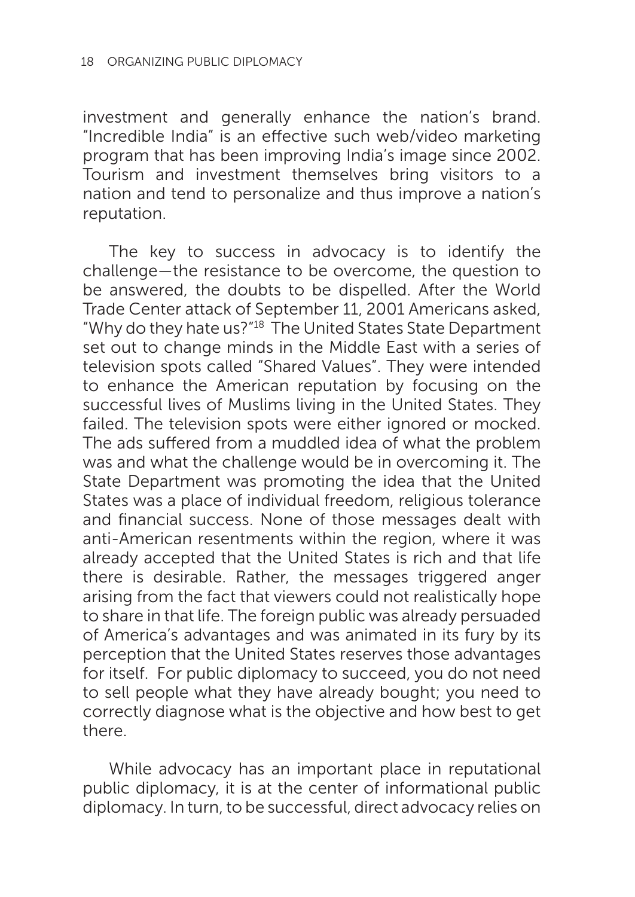investment and generally enhance the nation's brand. "Incredible India" is an effective such web/video marketing program that has been improving India's image since 2002. Tourism and investment themselves bring visitors to a nation and tend to personalize and thus improve a nation's reputation.

The key to success in advocacy is to identify the challenge—the resistance to be overcome, the question to be answered, the doubts to be dispelled. After the World Trade Center attack of September 11, 2001 Americans asked, "Why do they hate us?"[18] The United States State Department set out to change minds in the Middle East with a series of television spots called "Shared Values". They were intended to enhance the American reputation by focusing on the successful lives of Muslims living in the United States. They failed. The television spots were either ignored or mocked. The ads suffered from a muddled idea of what the problem was and what the challenge would be in overcoming it. The State Department was promoting the idea that the United States was a place of individual freedom, religious tolerance and financial success. None of those messages dealt with anti-American resentments within the region, where it was already accepted that the United States is rich and that life there is desirable. Rather, the messages triggered anger arising from the fact that viewers could not realistically hope to share in that life. The foreign public was already persuaded of America's advantages and was animated in its fury by its perception that the United States reserves those advantages for itself. For public diplomacy to succeed, you do not need to sell people what they have already bought; you need to correctly diagnose what is the objective and how best to get there.

While advocacy has an important place in reputational public diplomacy, it is at the center of informational public diplomacy. In turn, to be successful, direct advocacy relies on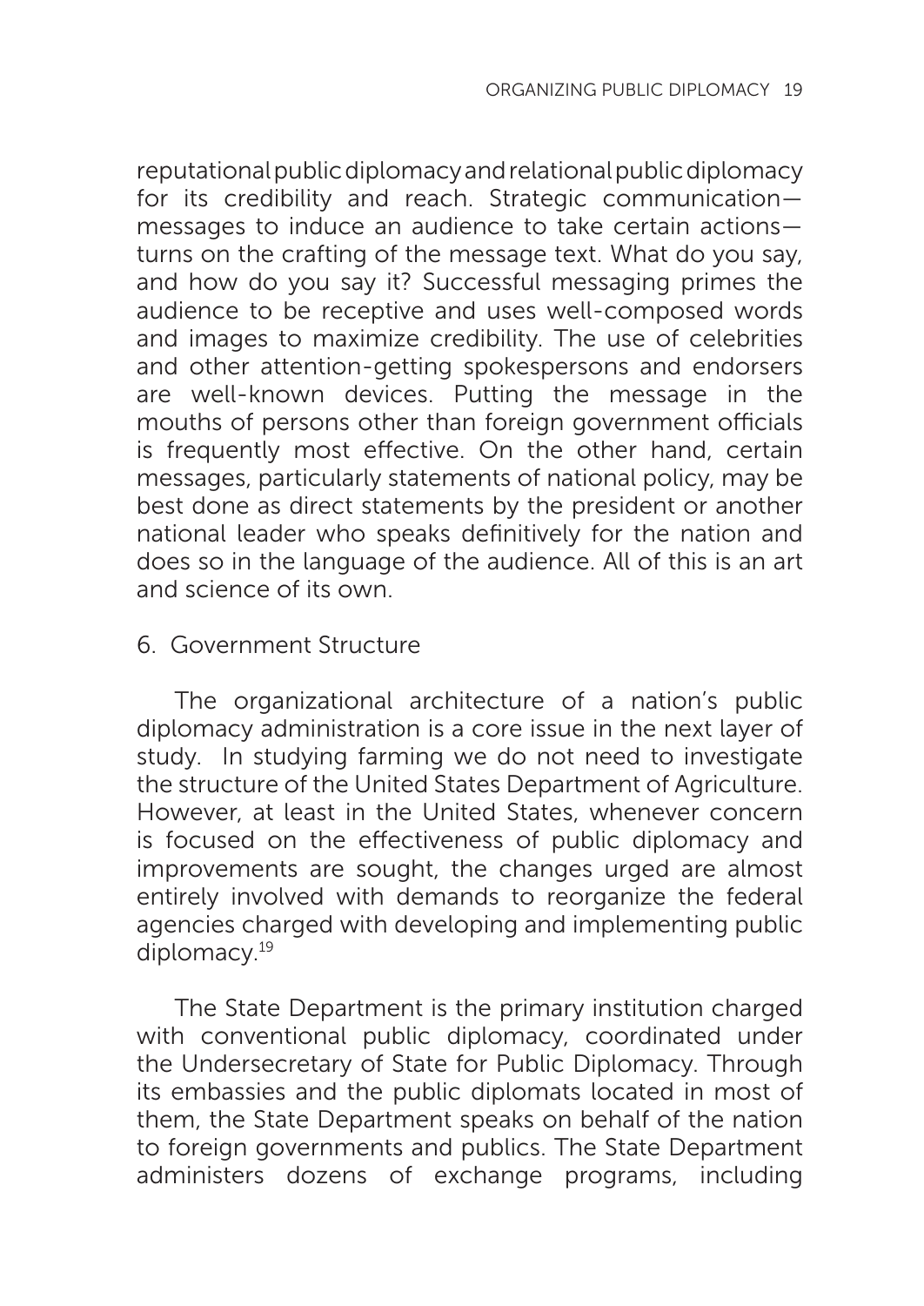reputational public diplomacy and relational public diplomacy for its credibility and reach. Strategic communication—messages to induce an audience to take certain actions—turns on the crafting of the message text. What do you say, and how do you say it? Successful messaging primes the audience to be receptive and uses well-composed words and images to maximize credibility. The use of celebrities and other attention-getting spokespersons and endorsers are well-known devices. Putting the message in the mouths of persons other than foreign government officials is frequently most effective. On the other hand, certain messages, particularly statements of national policy, may be best done as direct statements by the president or another national leader who speaks definitively for the nation and does so in the language of the audience. All of this is an art and science of its own.

## 6. Government Structure

The organizational architecture of a nation's public diplomacy administration is a core issue in the next layer of study. In studying farming we do not need to investigate the structure of the United States Department of Agriculture. However, at least in the United States, whenever concern is focused on the effectiveness of public diplomacy and improvements are sought, the changes urged are almost entirely involved with demands to reorganize the federal agencies charged with developing and implementing public diplomacy.[19]

The State Department is the primary institution charged with conventional public diplomacy, coordinated under the Undersecretary of State for Public Diplomacy. Through its embassies and the public diplomats located in most of them, the State Department speaks on behalf of the nation to foreign governments and publics. The State Department administers dozens of exchange programs, including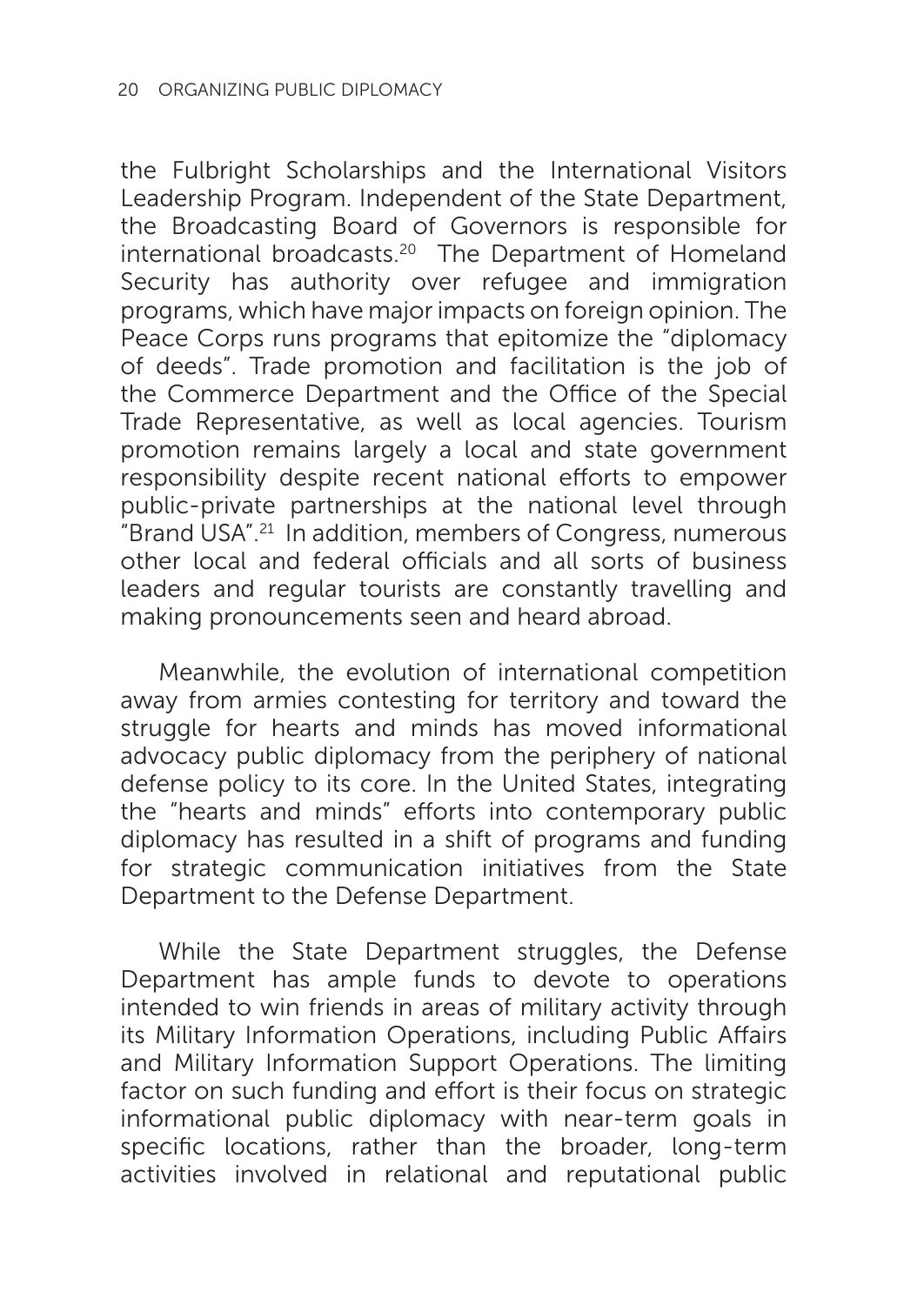the Fulbright Scholarships and the International Visitors Leadership Program. Independent of the State Department, the Broadcasting Board of Governors is responsible for international broadcasts.[20] The Department of Homeland Security has authority over refugee and immigration programs, which have major impacts on foreign opinion. The Peace Corps runs programs that epitomize the "diplomacy of deeds". Trade promotion and facilitation is the job of the Commerce Department and the Office of the Special Trade Representative, as well as local agencies. Tourism promotion remains largely a local and state government responsibility despite recent national efforts to empower public-private partnerships at the national level through "Brand USA".[21] In addition, members of Congress, numerous other local and federal officials and all sorts of business leaders and regular tourists are constantly travelling and making pronouncements seen and heard abroad.

Meanwhile, the evolution of international competition away from armies contesting for territory and toward the struggle for hearts and minds has moved informational advocacy public diplomacy from the periphery of national defense policy to its core. In the United States, integrating the "hearts and minds" efforts into contemporary public diplomacy has resulted in a shift of programs and funding for strategic communication initiatives from the State Department to the Defense Department.

While the State Department struggles, the Defense Department has ample funds to devote to operations intended to win friends in areas of military activity through its Military Information Operations, including Public Affairs and Military Information Support Operations. The limiting factor on such funding and effort is their focus on strategic informational public diplomacy with near-term goals in specific locations, rather than the broader, long-term activities involved in relational and reputational public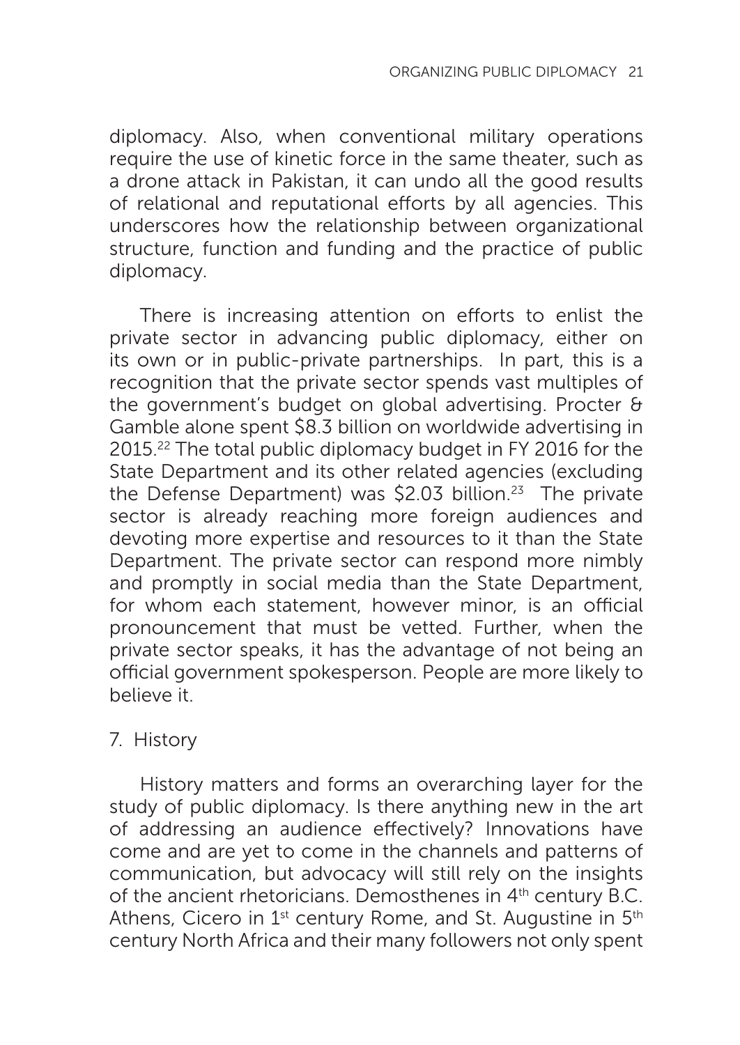diplomacy. Also, when conventional military operations require the use of kinetic force in the same theater, such as a drone attack in Pakistan, it can undo all the good results of relational and reputational efforts by all agencies. This underscores how the relationship between organizational structure, function and funding and the practice of public diplomacy.

There is increasing attention on efforts to enlist the private sector in advancing public diplomacy, either on its own or in public-private partnerships. In part, this is a recognition that the private sector spends vast multiples of the government's budget on global advertising. Procter & Gamble alone spent $8.3 billion on worldwide advertising in 2015.[22] The total public diplomacy budget in FY 2016 for the State Department and its other related agencies (excluding the Defense Department) was $2.03 billion.[23] The private sector is already reaching more foreign audiences and devoting more expertise and resources to it than the State Department. The private sector can respond more nimbly and promptly in social media than the State Department, for whom each statement, however minor, is an official pronouncement that must be vetted. Further, when the private sector speaks, it has the advantage of not being an official government spokesperson. People are more likely to believe it.

## 7. History

History matters and forms an overarching layer for the study of public diplomacy. Is there anything new in the art of addressing an audience effectively? Innovations have come and are yet to come in the channels and patterns of communication, but advocacy will still rely on the insights of the ancient rhetoricians. Demosthenes in 4th century B.C. Athens, Cicero in 1st century Rome, and St. Augustine in 5th century North Africa and their many followers not only spent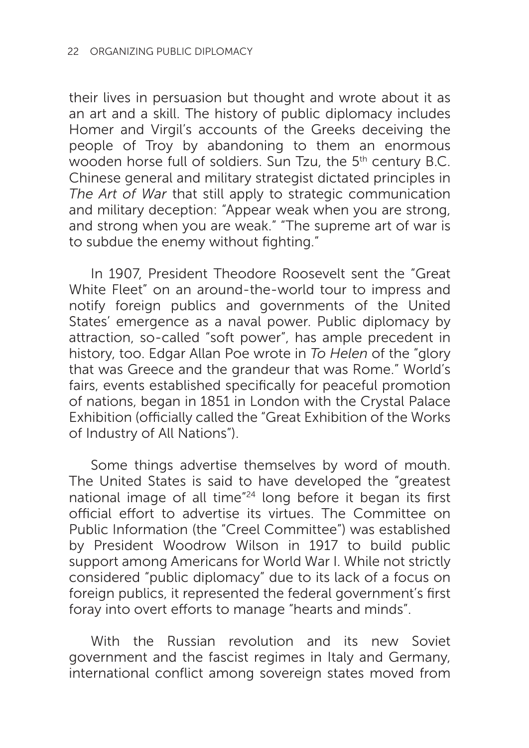their lives in persuasion but thought and wrote about it as an art and a skill. The history of public diplomacy includes Homer and Virgil's accounts of the Greeks deceiving the people of Troy by abandoning to them an enormous wooden horse full of soldiers. Sun Tzu, the 5th century B.C. Chinese general and military strategist dictated principles in *The Art of War* that still apply to strategic communication and military deception: "Appear weak when you are strong, and strong when you are weak." "The supreme art of war is to subdue the enemy without fighting."

In 1907, President Theodore Roosevelt sent the "Great White Fleet" on an around-the-world tour to impress and notify foreign publics and governments of the United States' emergence as a naval power. Public diplomacy by attraction, so-called "soft power", has ample precedent in history, too. Edgar Allan Poe wrote in *To Helen* of the "glory that was Greece and the grandeur that was Rome." World's fairs, events established specifically for peaceful promotion of nations, began in 1851 in London with the Crystal Palace Exhibition (officially called the "Great Exhibition of the Works of Industry of All Nations").

Some things advertise themselves by word of mouth. The United States is said to have developed the "greatest national image of all time"[24] long before it began its first official effort to advertise its virtues. The Committee on Public Information (the "Creel Committee") was established by President Woodrow Wilson in 1917 to build public support among Americans for World War I. While not strictly considered "public diplomacy" due to its lack of a focus on foreign publics, it represented the federal government's first foray into overt efforts to manage "hearts and minds".

With the Russian revolution and its new Soviet government and the fascist regimes in Italy and Germany, international conflict among sovereign states moved from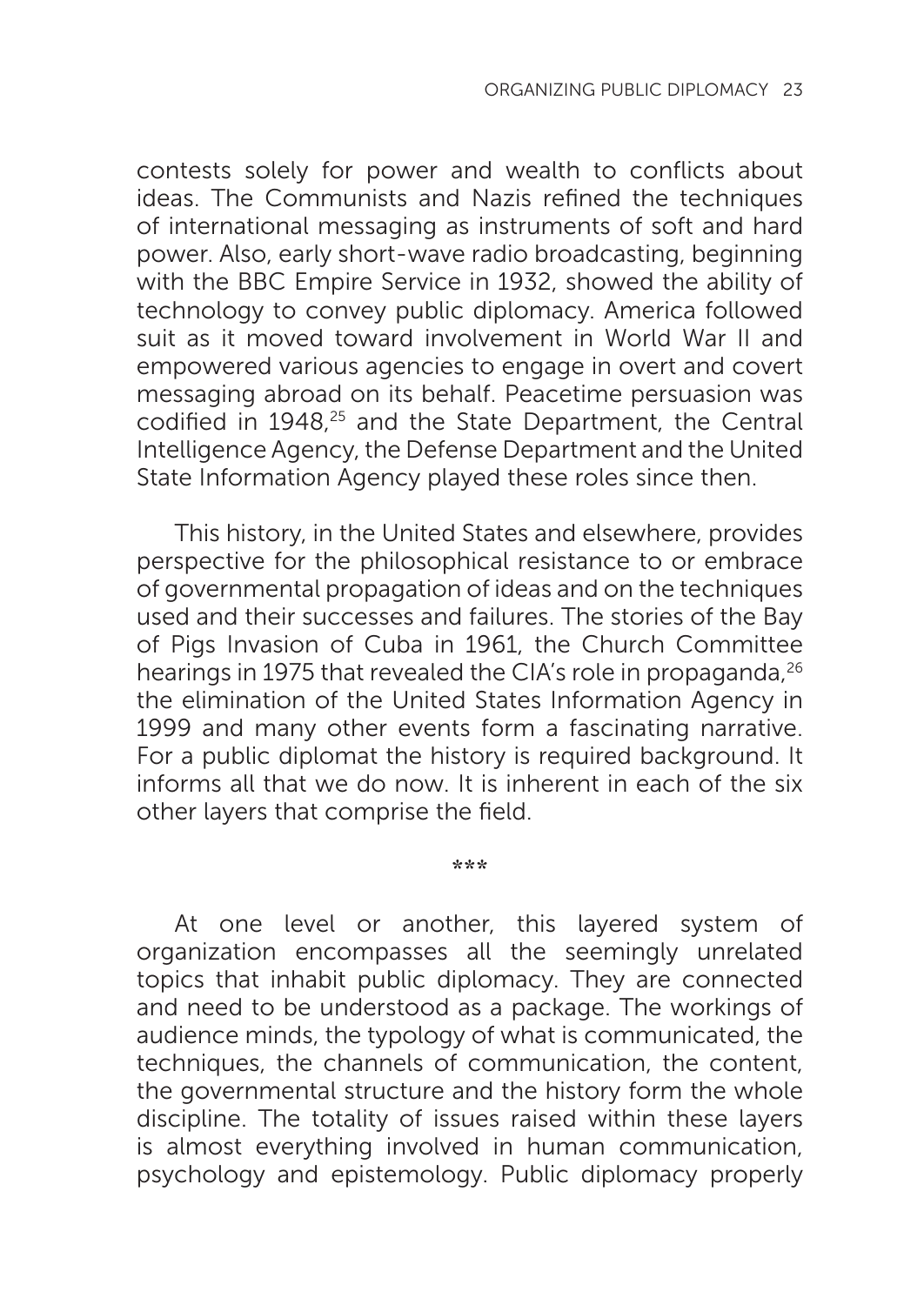contests solely for power and wealth to conflicts about ideas. The Communists and Nazis refined the techniques of international messaging as instruments of soft and hard power. Also, early short-wave radio broadcasting, beginning with the BBC Empire Service in 1932, showed the ability of technology to convey public diplomacy. America followed suit as it moved toward involvement in World War II and empowered various agencies to engage in overt and covert messaging abroad on its behalf. Peacetime persuasion was codified in 1948,[25] and the State Department, the Central Intelligence Agency, the Defense Department and the United State Information Agency played these roles since then.

This history, in the United States and elsewhere, provides perspective for the philosophical resistance to or embrace of governmental propagation of ideas and on the techniques used and their successes and failures. The stories of the Bay of Pigs Invasion of Cuba in 1961, the Church Committee hearings in 1975 that revealed the CIA's role in propaganda,[26] the elimination of the United States Information Agency in 1999 and many other events form a fascinating narrative. For a public diplomat the history is required background. It informs all that we do now. It is inherent in each of the six other layers that comprise the field.

***

At one level or another, this layered system of organization encompasses all the seemingly unrelated topics that inhabit public diplomacy. They are connected and need to be understood as a package. The workings of audience minds, the typology of what is communicated, the techniques, the channels of communication, the content, the governmental structure and the history form the whole discipline. The totality of issues raised within these layers is almost everything involved in human communication, psychology and epistemology. Public diplomacy properly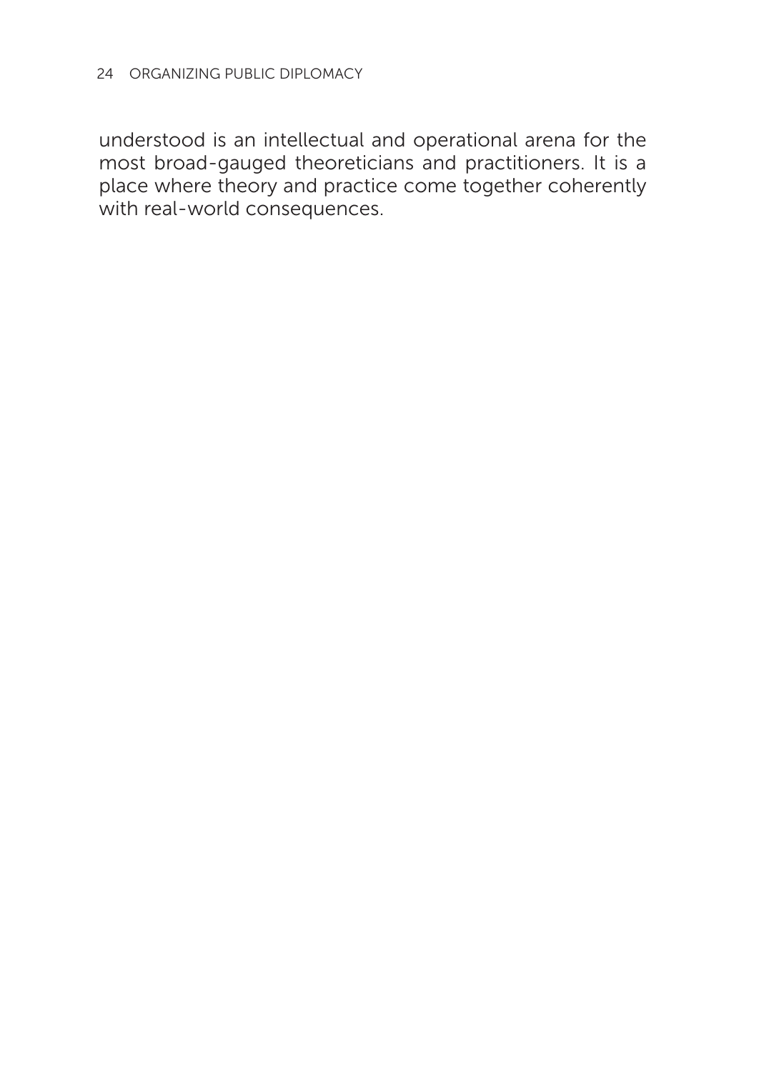understood is an intellectual and operational arena for the most broad-gauged theoreticians and practitioners. It is a place where theory and practice come together coherently with real-world consequences.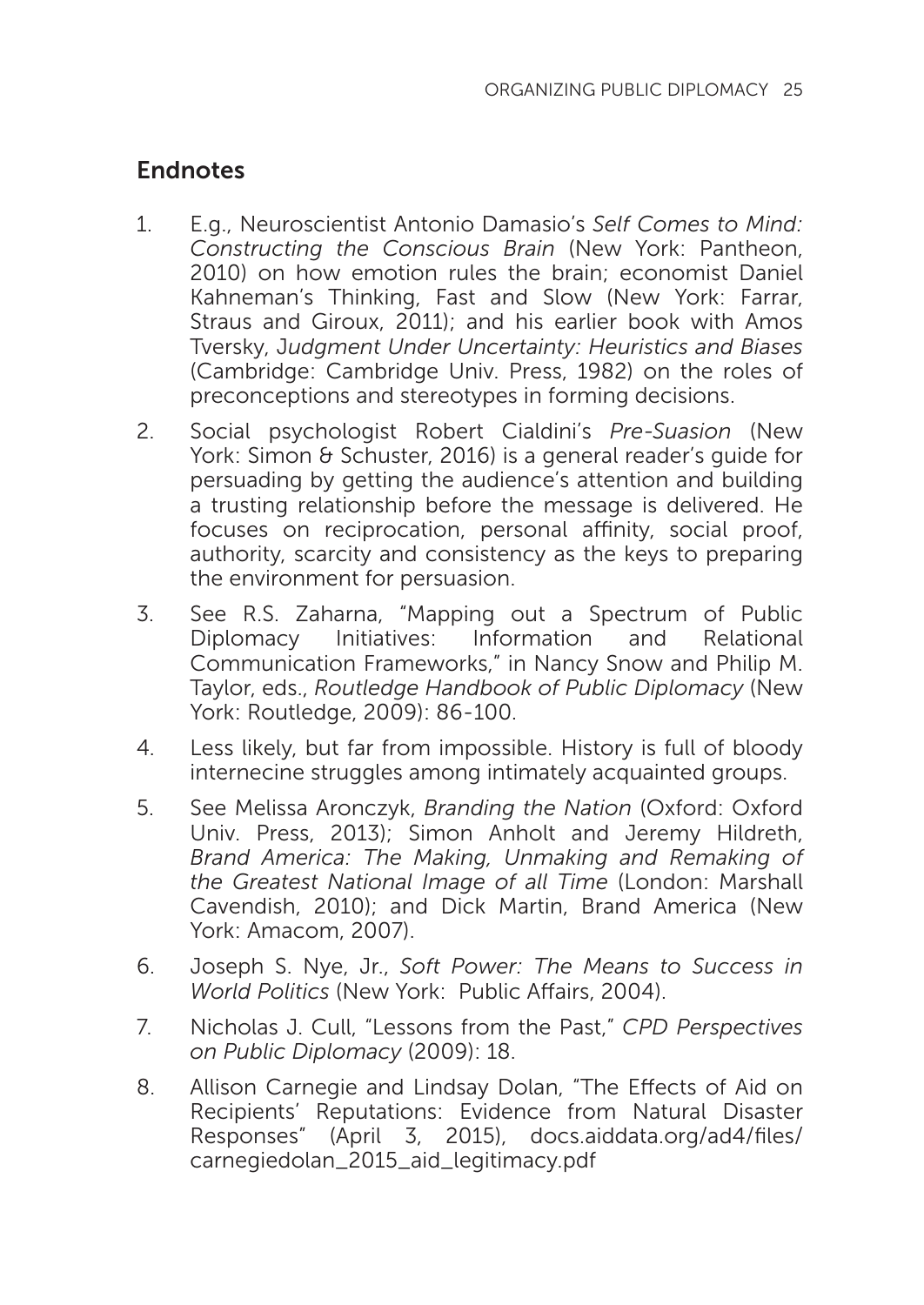## Endnotes

1. E.g., Neuroscientist Antonio Damasio's *Self Comes to Mind: Constructing the Conscious Brain* (New York: Pantheon, 2010) on how emotion rules the brain; economist Daniel Kahneman's Thinking, Fast and Slow (New York: Farrar, Straus and Giroux, 2011); and his earlier book with Amos Tversky, J*udgment Under Uncertainty: Heuristics and Biases* (Cambridge: Cambridge Univ. Press, 1982) on the roles of preconceptions and stereotypes in forming decisions.

2. Social psychologist Robert Cialdini's *Pre-Suasion* (New York: Simon & Schuster, 2016) is a general reader's guide for persuading by getting the audience's attention and building a trusting relationship before the message is delivered. He focuses on reciprocation, personal affinity, social proof, authority, scarcity and consistency as the keys to preparing the environment for persuasion.

3. See R.S. Zaharna, "Mapping out a Spectrum of Public Diplomacy Initiatives: Information and Relational Communication Frameworks," in Nancy Snow and Philip M. Taylor, eds., *Routledge Handbook of Public Diplomacy* (New York: Routledge, 2009): 86-100.

4. Less likely, but far from impossible. History is full of bloody internecine struggles among intimately acquainted groups.

5. See Melissa Aronczyk, *Branding the Nation* (Oxford: Oxford Univ. Press, 2013); Simon Anholt and Jeremy Hildreth, *Brand America: The Making, Unmaking and Remaking of the Greatest National Image of all Time* (London: Marshall Cavendish, 2010); and Dick Martin, Brand America (New York: Amacom, 2007).

6. Joseph S. Nye, Jr., *Soft Power: The Means to Success in World Politics* (New York: Public Affairs, 2004).

7. Nicholas J. Cull, "Lessons from the Past," *CPD Perspectives on Public Diplomacy* (2009): 18.

8. Allison Carnegie and Lindsay Dolan, "The Effects of Aid on Recipients' Reputations: Evidence from Natural Disaster Responses" (April 3, 2015), docs.aiddata.org/ad4/files/carnegiedolan_2015_aid_legitimacy.pdf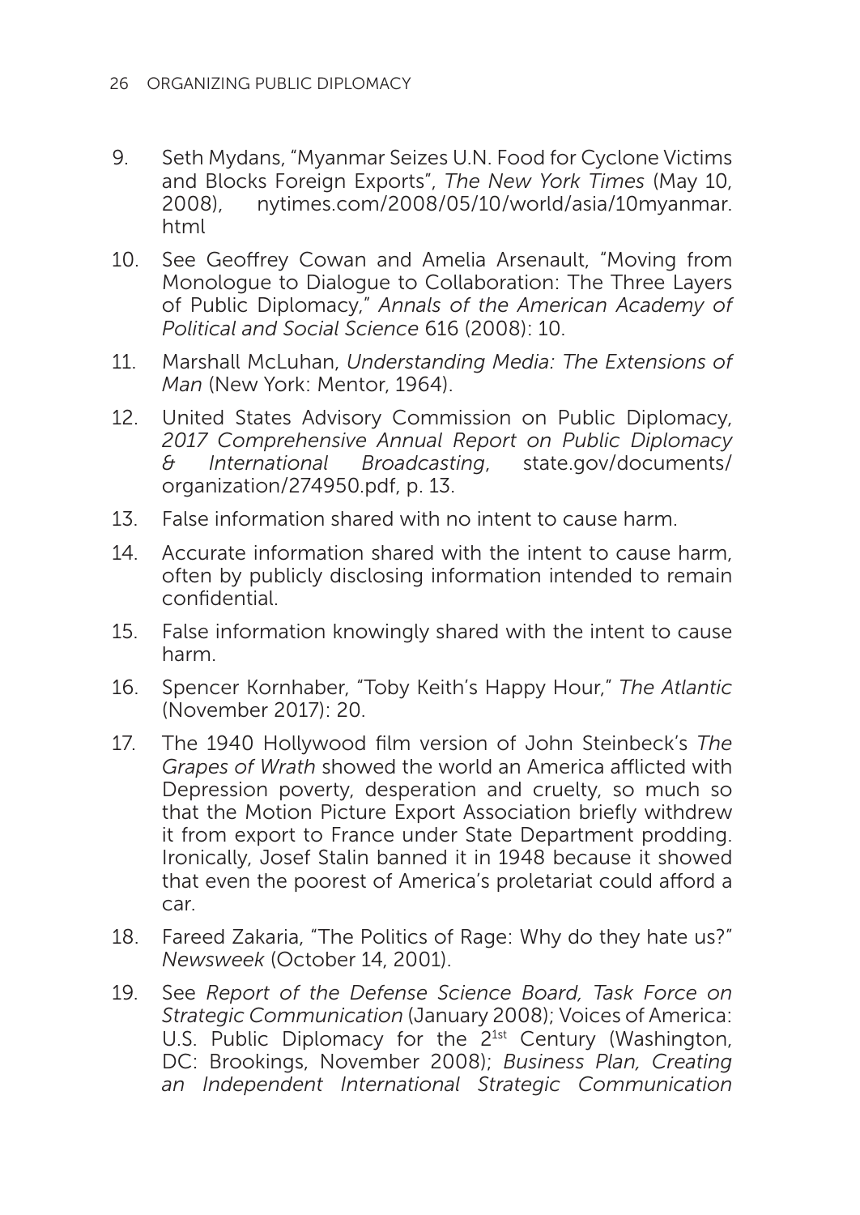9. Seth Mydans, "Myanmar Seizes U.N. Food for Cyclone Victims and Blocks Foreign Exports", *The New York Times* (May 10, 2008), nytimes.com/2008/05/10/world/asia/10myanmar.html

10. See Geoffrey Cowan and Amelia Arsenault, "Moving from Monologue to Dialogue to Collaboration: The Three Layers of Public Diplomacy," *Annals of the American Academy of Political and Social Science* 616 (2008): 10.

11. Marshall McLuhan, *Understanding Media: The Extensions of Man* (New York: Mentor, 1964).

12. United States Advisory Commission on Public Diplomacy, *2017 Comprehensive Annual Report on Public Diplomacy & International Broadcasting*, state.gov/documents/organization/274950.pdf, p. 13.

13. False information shared with no intent to cause harm.

14. Accurate information shared with the intent to cause harm, often by publicly disclosing information intended to remain confidential.

15. False information knowingly shared with the intent to cause harm.

16. Spencer Kornhaber, "Toby Keith's Happy Hour," *The Atlantic* (November 2017): 20.

17. The 1940 Hollywood film version of John Steinbeck's *The Grapes of Wrath* showed the world an America afflicted with Depression poverty, desperation and cruelty, so much so that the Motion Picture Export Association briefly withdrew it from export to France under State Department prodding. Ironically, Josef Stalin banned it in 1948 because it showed that even the poorest of America's proletariat could afford a car.

18. Fareed Zakaria, "The Politics of Rage: Why do they hate us?" *Newsweek* (October 14, 2001).

19. See *Report of the Defense Science Board, Task Force on Strategic Communication* (January 2008); Voices of America: U.S. Public Diplomacy for the 21st Century (Washington, DC: Brookings, November 2008); *Business Plan, Creating an Independent International Strategic Communication*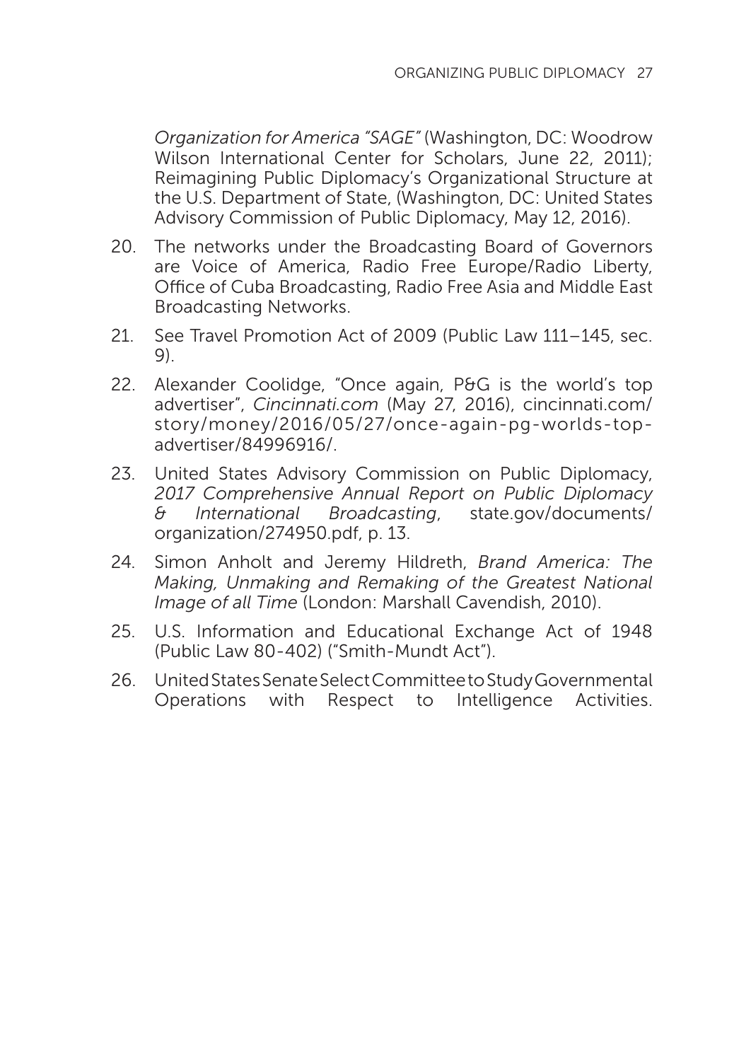*Organization for America "SAGE"* (Washington, DC: Woodrow Wilson International Center for Scholars, June 22, 2011); Reimagining Public Diplomacy's Organizational Structure at the U.S. Department of State, (Washington, DC: United States Advisory Commission of Public Diplomacy, May 12, 2016).

20. The networks under the Broadcasting Board of Governors are Voice of America, Radio Free Europe/Radio Liberty, Office of Cuba Broadcasting, Radio Free Asia and Middle East Broadcasting Networks.
21. See Travel Promotion Act of 2009 (Public Law 111–145, sec. 9).
22. Alexander Coolidge, "Once again, P&G is the world's top advertiser", *Cincinnati.com* (May 27, 2016), cincinnati.com/story/money/2016/05/27/once-again-pg-worlds-top-advertiser/84996916/.
23. United States Advisory Commission on Public Diplomacy, *2017 Comprehensive Annual Report on Public Diplomacy & International Broadcasting*, state.gov/documents/organization/274950.pdf, p. 13.
24. Simon Anholt and Jeremy Hildreth, *Brand America: The Making, Unmaking and Remaking of the Greatest National Image of all Time* (London: Marshall Cavendish, 2010).
25. U.S. Information and Educational Exchange Act of 1948 (Public Law 80-402) ("Smith-Mundt Act").
26. United States Senate Select Committee to Study Governmental Operations with Respect to Intelligence Activities.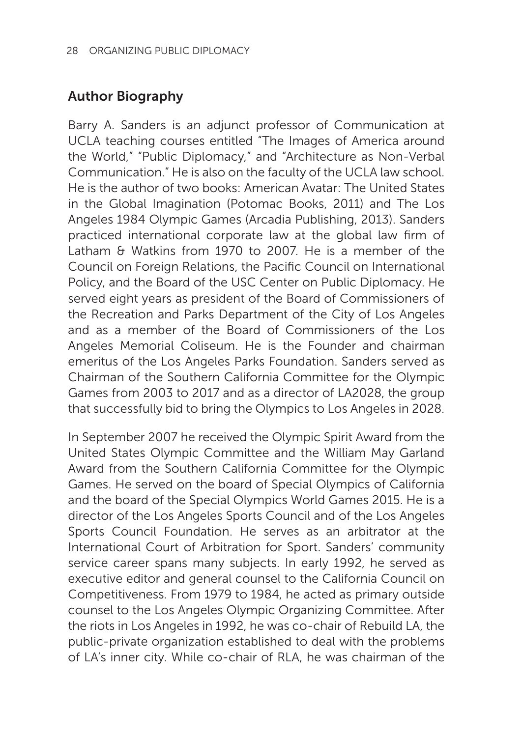## Author Biography

Barry A. Sanders is an adjunct professor of Communication at UCLA teaching courses entitled "The Images of America around the World," "Public Diplomacy," and "Architecture as Non-Verbal Communication." He is also on the faculty of the UCLA law school. He is the author of two books: American Avatar: The United States in the Global Imagination (Potomac Books, 2011) and The Los Angeles 1984 Olympic Games (Arcadia Publishing, 2013). Sanders practiced international corporate law at the global law firm of Latham & Watkins from 1970 to 2007. He is a member of the Council on Foreign Relations, the Pacific Council on International Policy, and the Board of the USC Center on Public Diplomacy. He served eight years as president of the Board of Commissioners of the Recreation and Parks Department of the City of Los Angeles and as a member of the Board of Commissioners of the Los Angeles Memorial Coliseum. He is the Founder and chairman emeritus of the Los Angeles Parks Foundation. Sanders served as Chairman of the Southern California Committee for the Olympic Games from 2003 to 2017 and as a director of LA2028, the group that successfully bid to bring the Olympics to Los Angeles in 2028.

In September 2007 he received the Olympic Spirit Award from the United States Olympic Committee and the William May Garland Award from the Southern California Committee for the Olympic Games. He served on the board of Special Olympics of California and the board of the Special Olympics World Games 2015. He is a director of the Los Angeles Sports Council and of the Los Angeles Sports Council Foundation. He serves as an arbitrator at the International Court of Arbitration for Sport. Sanders' community service career spans many subjects. In early 1992, he served as executive editor and general counsel to the California Council on Competitiveness. From 1979 to 1984, he acted as primary outside counsel to the Los Angeles Olympic Organizing Committee. After the riots in Los Angeles in 1992, he was co-chair of Rebuild LA, the public-private organization established to deal with the problems of LA's inner city. While co-chair of RLA, he was chairman of the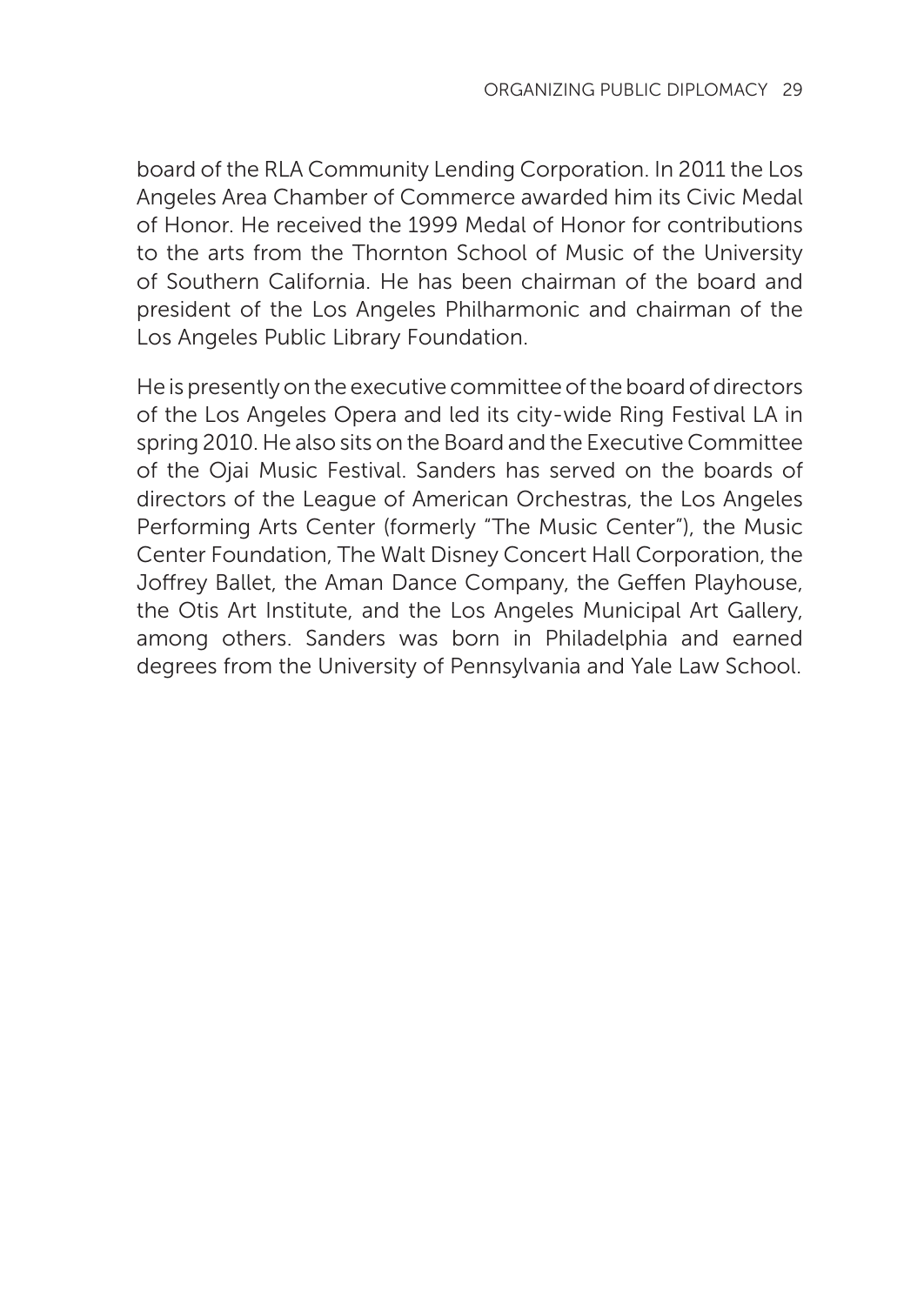board of the RLA Community Lending Corporation. In 2011 the Los Angeles Area Chamber of Commerce awarded him its Civic Medal of Honor. He received the 1999 Medal of Honor for contributions to the arts from the Thornton School of Music of the University of Southern California. He has been chairman of the board and president of the Los Angeles Philharmonic and chairman of the Los Angeles Public Library Foundation.

He is presently on the executive committee of the board of directors of the Los Angeles Opera and led its city-wide Ring Festival LA in spring 2010. He also sits on the Board and the Executive Committee of the Ojai Music Festival. Sanders has served on the boards of directors of the League of American Orchestras, the Los Angeles Performing Arts Center (formerly "The Music Center"), the Music Center Foundation, The Walt Disney Concert Hall Corporation, the Joffrey Ballet, the Aman Dance Company, the Geffen Playhouse, the Otis Art Institute, and the Los Angeles Municipal Art Gallery, among others. Sanders was born in Philadelphia and earned degrees from the University of Pennsylvania and Yale Law School.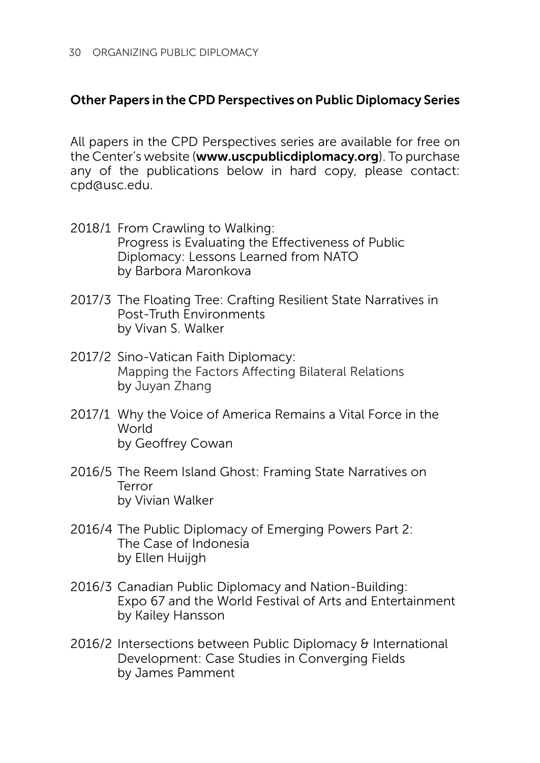## Other Papers in the CPD Perspectives on Public Diplomacy Series

All papers in the CPD Perspectives series are available for free on the Center's website (**www.uscpublicdiplomacy.org**). To purchase any of the publications below in hard copy, please contact: cpd@usc.edu.

2018/1 From Crawling to Walking:
Progress is Evaluating the Effectiveness of Public Diplomacy: Lessons Learned from NATO
by Barbora Maronkova

2017/3 The Floating Tree: Crafting Resilient State Narratives in Post-Truth Environments
by Vivan S. Walker

2017/2 Sino-Vatican Faith Diplomacy:
Mapping the Factors Affecting Bilateral Relations
by Juyan Zhang

2017/1 Why the Voice of America Remains a Vital Force in the World
by Geoffrey Cowan

2016/5 The Reem Island Ghost: Framing State Narratives on Terror
by Vivian Walker

2016/4 The Public Diplomacy of Emerging Powers Part 2:
The Case of Indonesia
by Ellen Huijgh

2016/3 Canadian Public Diplomacy and Nation-Building:
Expo 67 and the World Festival of Arts and Entertainment
by Kailey Hansson

2016/2 Intersections between Public Diplomacy & International Development: Case Studies in Converging Fields
by James Pamment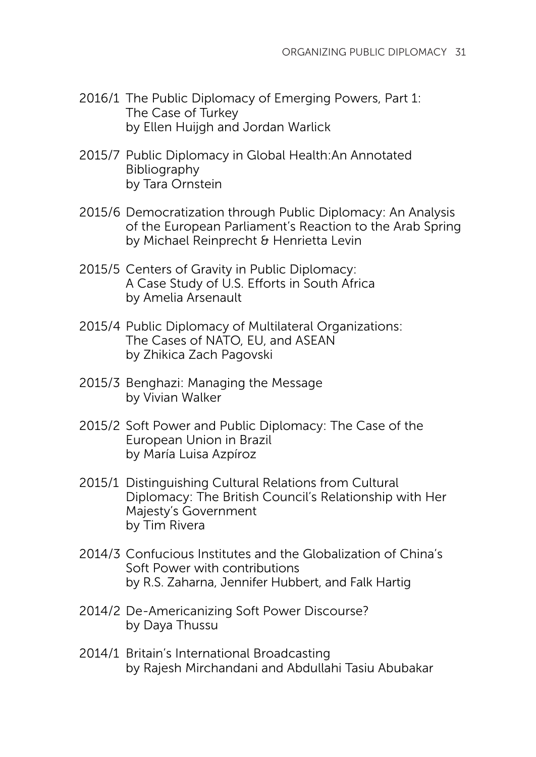2016/1 The Public Diplomacy of Emerging Powers, Part 1: The Case of Turkey
by Ellen Huijgh and Jordan Warlick

2015/7 Public Diplomacy in Global Health:An Annotated Bibliography
by Tara Ornstein

2015/6 Democratization through Public Diplomacy: An Analysis of the European Parliament's Reaction to the Arab Spring
by Michael Reinprecht & Henrietta Levin

2015/5 Centers of Gravity in Public Diplomacy: A Case Study of U.S. Efforts in South Africa
by Amelia Arsenault

2015/4 Public Diplomacy of Multilateral Organizations: The Cases of NATO, EU, and ASEAN
by Zhikica Zach Pagovski

2015/3 Benghazi: Managing the Message
by Vivian Walker

2015/2 Soft Power and Public Diplomacy: The Case of the European Union in Brazil
by María Luisa Azpíroz

2015/1 Distinguishing Cultural Relations from Cultural Diplomacy: The British Council's Relationship with Her Majesty's Government
by Tim Rivera

2014/3 Confucious Institutes and the Globalization of China's Soft Power with contributions
by R.S. Zaharna, Jennifer Hubbert, and Falk Hartig

2014/2 De-Americanizing Soft Power Discourse?
by Daya Thussu

2014/1 Britain's International Broadcasting
by Rajesh Mirchandani and Abdullahi Tasiu Abubakar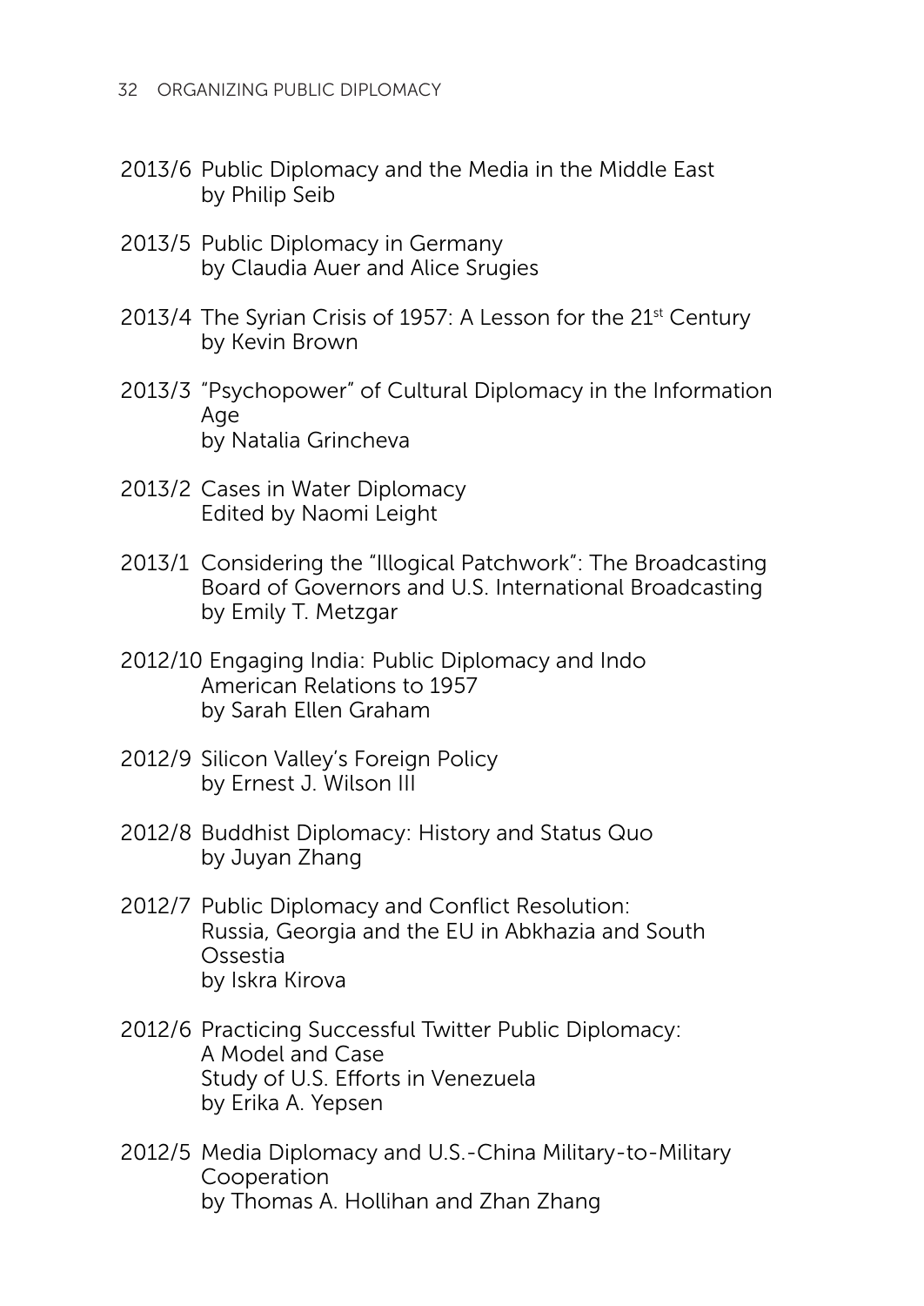2013/6 Public Diplomacy and the Media in the Middle East
by Philip Seib

2013/5 Public Diplomacy in Germany
by Claudia Auer and Alice Srugies

2013/4 The Syrian Crisis of 1957: A Lesson for the 21st Century
by Kevin Brown

2013/3 "Psychopower" of Cultural Diplomacy in the Information Age
by Natalia Grincheva

2013/2 Cases in Water Diplomacy
Edited by Naomi Leight

2013/1 Considering the "Illogical Patchwork": The Broadcasting Board of Governors and U.S. International Broadcasting
by Emily T. Metzgar

2012/10 Engaging India: Public Diplomacy and Indo American Relations to 1957
by Sarah Ellen Graham

2012/9 Silicon Valley's Foreign Policy
by Ernest J. Wilson III

2012/8 Buddhist Diplomacy: History and Status Quo
by Juyan Zhang

2012/7 Public Diplomacy and Conflict Resolution: Russia, Georgia and the EU in Abkhazia and South Ossestia
by Iskra Kirova

2012/6 Practicing Successful Twitter Public Diplomacy: A Model and Case Study of U.S. Efforts in Venezuela
by Erika A. Yepsen

2012/5 Media Diplomacy and U.S.-China Military-to-Military Cooperation
by Thomas A. Hollihan and Zhan Zhang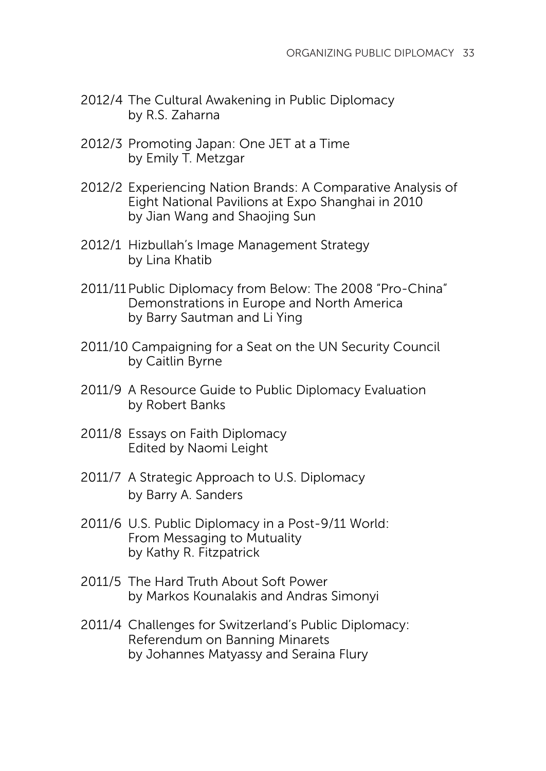2012/4 The Cultural Awakening in Public Diplomacy
by R.S. Zaharna

2012/3 Promoting Japan: One JET at a Time
by Emily T. Metzgar

2012/2 Experiencing Nation Brands: A Comparative Analysis of Eight National Pavilions at Expo Shanghai in 2010
by Jian Wang and Shaojing Sun

2012/1 Hizbullah's Image Management Strategy
by Lina Khatib

2011/11 Public Diplomacy from Below: The 2008 "Pro-China" Demonstrations in Europe and North America
by Barry Sautman and Li Ying

2011/10 Campaigning for a Seat on the UN Security Council
by Caitlin Byrne

2011/9 A Resource Guide to Public Diplomacy Evaluation
by Robert Banks

2011/8 Essays on Faith Diplomacy
Edited by Naomi Leight

2011/7 A Strategic Approach to U.S. Diplomacy
by Barry A. Sanders

2011/6 U.S. Public Diplomacy in a Post-9/11 World: From Messaging to Mutuality
by Kathy R. Fitzpatrick

2011/5 The Hard Truth About Soft Power
by Markos Kounalakis and Andras Simonyi

2011/4 Challenges for Switzerland's Public Diplomacy: Referendum on Banning Minarets
by Johannes Matyassy and Seraina Flury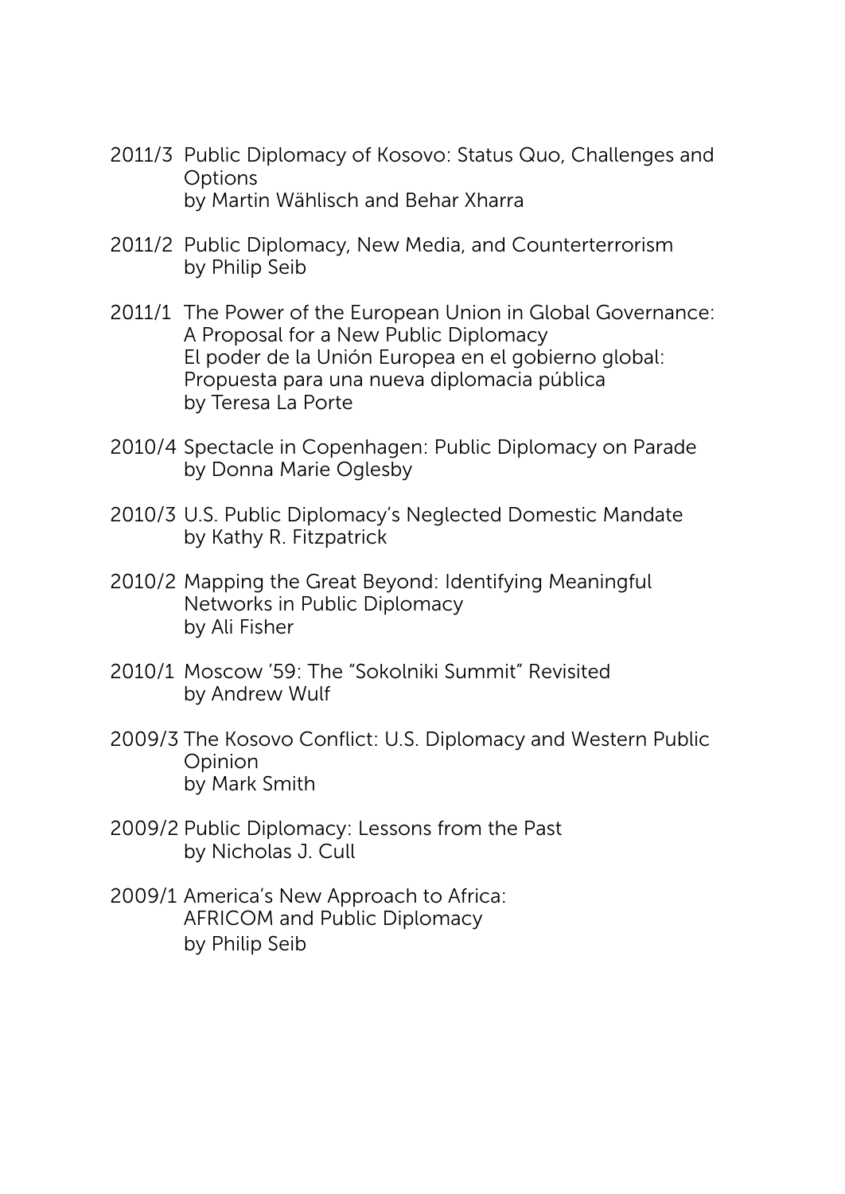2011/3 Public Diplomacy of Kosovo: Status Quo, Challenges and Options
by Martin Wählisch and Behar Xharra

2011/2 Public Diplomacy, New Media, and Counterterrorism
by Philip Seib

2011/1 The Power of the European Union in Global Governance: A Proposal for a New Public Diplomacy
El poder de la Unión Europea en el gobierno global: Propuesta para una nueva diplomacia pública
by Teresa La Porte

2010/4 Spectacle in Copenhagen: Public Diplomacy on Parade
by Donna Marie Oglesby

2010/3 U.S. Public Diplomacy's Neglected Domestic Mandate
by Kathy R. Fitzpatrick

2010/2 Mapping the Great Beyond: Identifying Meaningful Networks in Public Diplomacy
by Ali Fisher

2010/1 Moscow '59: The "Sokolniki Summit" Revisited
by Andrew Wulf

2009/3 The Kosovo Conflict: U.S. Diplomacy and Western Public Opinion
by Mark Smith

2009/2 Public Diplomacy: Lessons from the Past
by Nicholas J. Cull

2009/1 America's New Approach to Africa: AFRICOM and Public Diplomacy
by Philip Seib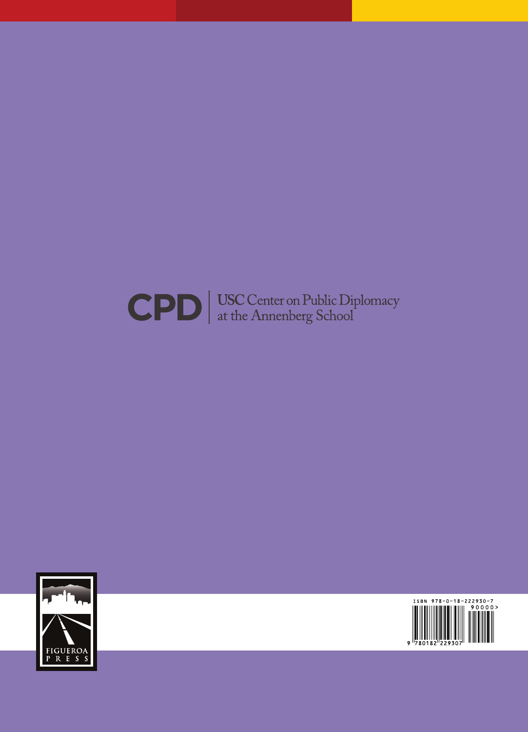CPD | USC Center on Public Diplomacy at the Annenberg School

FIGUEROA PRESS

ISBN 978-0-18-222930-7

90000>

9 780182 229307